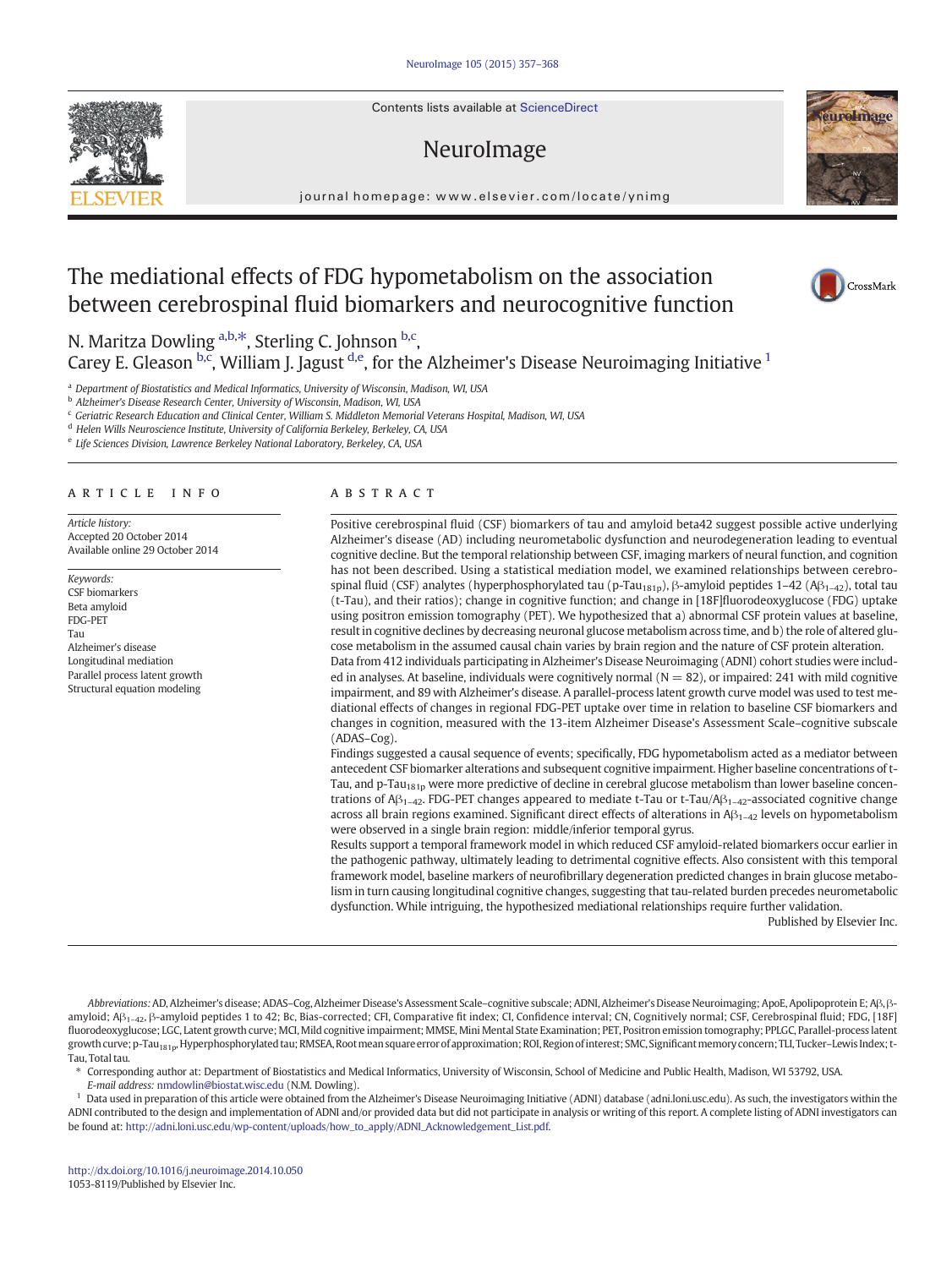# The mediational effects of FDG hypometabolism on the association between cerebrospinal fluid biomarkers and neurocognitive function

N. Maritza Dowling [a,b,*], Sterling C. Johnson [b,c], Carey E. Gleason [b,c], William J. Jagust [d,e], for the Alzheimer's Disease Neuroimaging Initiative [1]

[a] Department of Biostatistics and Medical Informatics, University of Wisconsin, Madison, WI, USA
[b] Alzheimer's Disease Research Center, University of Wisconsin, Madison, WI, USA
[c] Geriatric Research Education and Clinical Center, William S. Middleton Memorial Veterans Hospital, Madison, WI, USA
[d] Helen Wills Neuroscience Institute, University of California Berkeley, Berkeley, CA, USA
[e] Life Sciences Division, Lawrence Berkeley National Laboratory, Berkeley, CA, USA

## ARTICLE INFO

*Article history:*
Accepted 20 October 2014
Available online 29 October 2014

*Keywords:*
CSF biomarkers
Beta amyloid
FDG-PET
Tau
Alzheimer's disease
Longitudinal mediation
Parallel process latent growth
Structural equation modeling

## ABSTRACT

Positive cerebrospinal fluid (CSF) biomarkers of tau and amyloid beta42 suggest possible active underlying Alzheimer's disease (AD) including neurometabolic dysfunction and neurodegeneration leading to eventual cognitive decline. But the temporal relationship between CSF, imaging markers of neural function, and cognition has not been described. Using a statistical mediation model, we examined relationships between cerebrospinal fluid (CSF) analytes (hyperphosphorylated tau (p-Tau$_{181p}$), β-amyloid peptides 1–42 (Aβ$_{1-42}$), total tau (t-Tau), and their ratios); change in cognitive function; and change in [18F]fluorodeoxyglucose (FDG) uptake using positron emission tomography (PET). We hypothesized that a) abnormal CSF protein values at baseline, result in cognitive declines by decreasing neuronal glucose metabolism across time, and b) the role of altered glucose metabolism in the assumed causal chain varies by brain region and the nature of CSF protein alteration.

Data from 412 individuals participating in Alzheimer's Disease Neuroimaging (ADNI) cohort studies were included in analyses. At baseline, individuals were cognitively normal (N = 82), or impaired: 241 with mild cognitive impairment, and 89 with Alzheimer's disease. A parallel-process latent growth curve model was used to test mediational effects of changes in regional FDG-PET uptake over time in relation to baseline CSF biomarkers and changes in cognition, measured with the 13-item Alzheimer Disease's Assessment Scale–cognitive subscale (ADAS–Cog).

Findings suggested a causal sequence of events; specifically, FDG hypometabolism acted as a mediator between antecedent CSF biomarker alterations and subsequent cognitive impairment. Higher baseline concentrations of t-Tau, and p-Tau$_{181p}$ were more predictive of decline in cerebral glucose metabolism than lower baseline concentrations of Aβ$_{1-42}$. FDG-PET changes appeared to mediate t-Tau or t-Tau/Aβ$_{1-42}$-associated cognitive change across all brain regions examined. Significant direct effects of alterations in Aβ$_{1-42}$ levels on hypometabolism were observed in a single brain region: middle/inferior temporal gyrus.

Results support a temporal framework model in which reduced CSF amyloid-related biomarkers occur earlier in the pathogenic pathway, ultimately leading to detrimental cognitive effects. Also consistent with this temporal framework model, baseline markers of neurofibrillary degeneration predicted changes in brain glucose metabolism in turn causing longitudinal cognitive changes, suggesting that tau-related burden precedes neurometabolic dysfunction. While intriguing, the hypothesized mediational relationships require further validation.

Published by Elsevier Inc.

---

*Abbreviations:* AD, Alzheimer's disease; ADAS–Cog, Alzheimer Disease's Assessment Scale–cognitive subscale; ADNI, Alzheimer's Disease Neuroimaging; ApoE, Apolipoprotein E; Aβ, β-amyloid; Aβ$_{1-42}$, β-amyloid peptides 1 to 42; Bc, Bias-corrected; CFI, Comparative fit index; CI, Confidence interval; CN, Cognitively normal; CSF, Cerebrospinal fluid; FDG, [18F] fluorodeoxyglucose; LGC, Latent growth curve; MCI, Mild cognitive impairment; MMSE, Mini Mental State Examination; PET, Positron emission tomography; PPLGC, Parallel-process latent growth curve; p-Tau$_{181p}$, Hyperphosphorylated tau; RMSEA, Root mean square error of approximation; ROI, Region of interest; SMC, Significant memory concern; TLI, Tucker–Lewis Index; t-Tau, Total tau.

\* Corresponding author at: Department of Biostatistics and Medical Informatics, University of Wisconsin, School of Medicine and Public Health, Madison, WI 53792, USA.
*E-mail address:* nmdowlin@biostat.wisc.edu (N.M. Dowling).

[1] Data used in preparation of this article were obtained from the Alzheimer's Disease Neuroimaging Initiative (ADNI) database (adni.loni.usc.edu). As such, the investigators within the ADNI contributed to the design and implementation of ADNI and/or provided data but did not participate in analysis or writing of this report. A complete listing of ADNI investigators can be found at: http://adni.loni.usc.edu/wp-content/uploads/how_to_apply/ADNI_Acknowledgement_List.pdf.

http://dx.doi.org/10.1016/j.neuroimage.2014.10.050
1053-8119/Published by Elsevier Inc.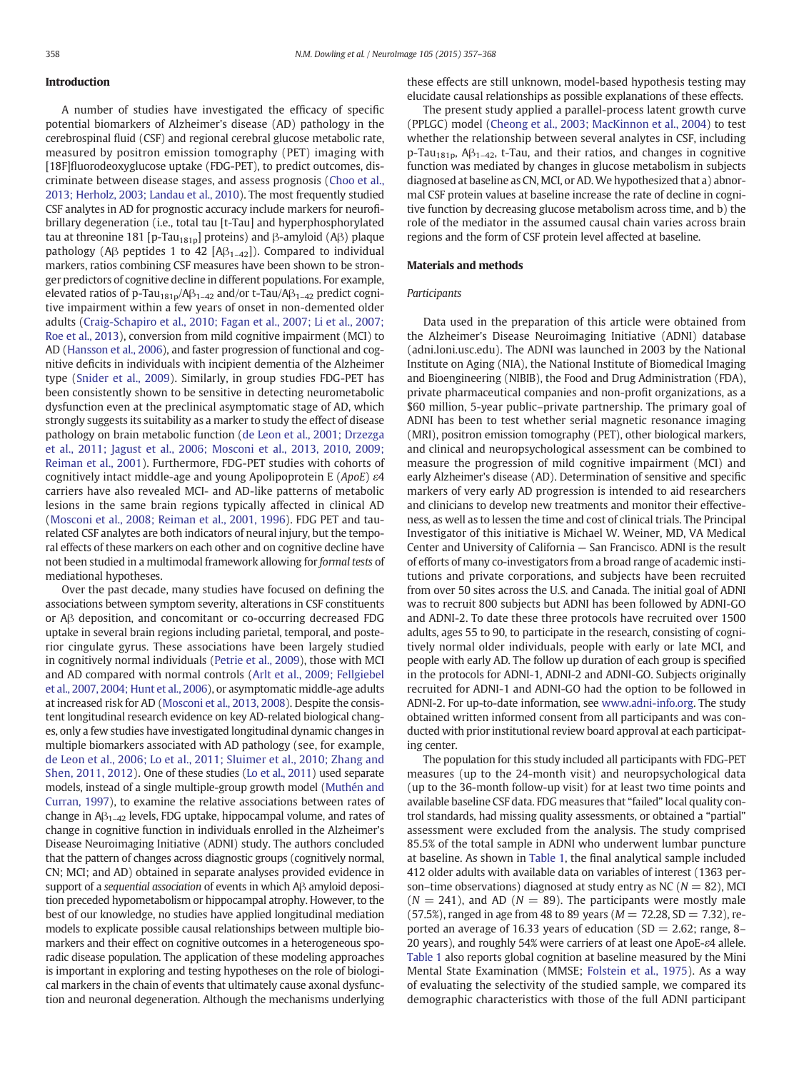## Introduction

A number of studies have investigated the efficacy of specific potential biomarkers of Alzheimer's disease (AD) pathology in the cerebrospinal fluid (CSF) and regional cerebral glucose metabolic rate, measured by positron emission tomography (PET) imaging with [18F]fluorodeoxyglucose uptake (FDG-PET), to predict outcomes, discriminate between disease stages, and assess prognosis (Choo et al., 2013; Herholz, 2003; Landau et al., 2010). The most frequently studied CSF analytes in AD for prognostic accuracy include markers for neurofibrillary degeneration (i.e., total tau [t-Tau] and hyperphosphorylated tau at threonine 181 [p-Tau$_{181p}$] proteins) and β-amyloid (Aβ) plaque pathology (Aβ peptides 1 to 42 [Aβ$_{1–42}$]). Compared to individual markers, ratios combining CSF measures have been shown to be stronger predictors of cognitive decline in different populations. For example, elevated ratios of p-Tau$_{181p}$/Aβ$_{1–42}$ and/or t-Tau/Aβ$_{1–42}$ predict cognitive impairment within a few years of onset in non-demented older adults (Craig-Schapiro et al., 2010; Fagan et al., 2007; Li et al., 2007; Roe et al., 2013), conversion from mild cognitive impairment (MCI) to AD (Hansson et al., 2006), and faster progression of functional and cognitive deficits in individuals with incipient dementia of the Alzheimer type (Snider et al., 2009). Similarly, in group studies FDG-PET has been consistently shown to be sensitive in detecting neurometabolic dysfunction even at the preclinical asymptomatic stage of AD, which strongly suggests its suitability as a marker to study the effect of disease pathology on brain metabolic function (de Leon et al., 2001; Drzezga et al., 2011; Jagust et al., 2006; Mosconi et al., 2013, 2010, 2009; Reiman et al., 2001). Furthermore, FDG-PET studies with cohorts of cognitively intact middle-age and young Apolipoprotein E (*ApoE*) ε4 carriers have also revealed MCI- and AD-like patterns of metabolic lesions in the same brain regions typically affected in clinical AD (Mosconi et al., 2008; Reiman et al., 2001, 1996). FDG PET and tau-related CSF analytes are both indicators of neural injury, but the temporal effects of these markers on each other and on cognitive decline have not been studied in a multimodal framework allowing for *formal tests* of mediational hypotheses.

Over the past decade, many studies have focused on defining the associations between symptom severity, alterations in CSF constituents or Aβ deposition, and concomitant or co-occurring decreased FDG uptake in several brain regions including parietal, temporal, and posterior cingulate gyrus. These associations have been largely studied in cognitively normal individuals (Petrie et al., 2009), those with MCI and AD compared with normal controls (Arlt et al., 2009; Fellgiebel et al., 2007, 2004; Hunt et al., 2006), or asymptomatic middle-age adults at increased risk for AD (Mosconi et al., 2013, 2008). Despite the consistent longitudinal research evidence on key AD-related biological changes, only a few studies have investigated longitudinal dynamic changes in multiple biomarkers associated with AD pathology (see, for example, de Leon et al., 2006; Lo et al., 2011; Sluimer et al., 2010; Zhang and Shen, 2011, 2012). One of these studies (Lo et al., 2011) used separate models, instead of a single multiple-group growth model (Muthén and Curran, 1997), to examine the relative associations between rates of change in Aβ$_{1–42}$ levels, FDG uptake, hippocampal volume, and rates of change in cognitive function in individuals enrolled in the Alzheimer's Disease Neuroimaging Initiative (ADNI) study. The authors concluded that the pattern of changes across diagnostic groups (cognitively normal, CN; MCI; and AD) obtained in separate analyses provided evidence in support of a *sequential association* of events in which Aβ amyloid deposition preceded hypometabolism or hippocampal atrophy. However, to the best of our knowledge, no studies have applied longitudinal mediation models to explicate possible causal relationships between multiple biomarkers and their effect on cognitive outcomes in a heterogeneous sporadic disease population. The application of these modeling approaches is important in exploring and testing hypotheses on the role of biological markers in the chain of events that ultimately cause axonal dysfunction and neuronal degeneration. Although the mechanisms underlying these effects are still unknown, model-based hypothesis testing may elucidate causal relationships as possible explanations of these effects.

The present study applied a parallel-process latent growth curve (PPLGC) model (Cheong et al., 2003; MacKinnon et al., 2004) to test whether the relationship between several analytes in CSF, including p-Tau$_{181p}$, Aβ$_{1–42}$, t-Tau, and their ratios, and changes in cognitive function was mediated by changes in glucose metabolism in subjects diagnosed at baseline as CN, MCI, or AD. We hypothesized that a) abnormal CSF protein values at baseline increase the rate of decline in cognitive function by decreasing glucose metabolism across time, and b) the role of the mediator in the assumed causal chain varies across brain regions and the form of CSF protein level affected at baseline.

## Materials and methods

### Participants

Data used in the preparation of this article were obtained from the Alzheimer's Disease Neuroimaging Initiative (ADNI) database (adni.loni.usc.edu). The ADNI was launched in 2003 by the National Institute on Aging (NIA), the National Institute of Biomedical Imaging and Bioengineering (NIBIB), the Food and Drug Administration (FDA), private pharmaceutical companies and non-profit organizations, as a $60 million, 5-year public–private partnership. The primary goal of ADNI has been to test whether serial magnetic resonance imaging (MRI), positron emission tomography (PET), other biological markers, and clinical and neuropsychological assessment can be combined to measure the progression of mild cognitive impairment (MCI) and early Alzheimer's disease (AD). Determination of sensitive and specific markers of very early AD progression is intended to aid researchers and clinicians to develop new treatments and monitor their effectiveness, as well as to lessen the time and cost of clinical trials. The Principal Investigator of this initiative is Michael W. Weiner, MD, VA Medical Center and University of California — San Francisco. ADNI is the result of efforts of many co-investigators from a broad range of academic institutions and private corporations, and subjects have been recruited from over 50 sites across the U.S. and Canada. The initial goal of ADNI was to recruit 800 subjects but ADNI has been followed by ADNI-GO and ADNI-2. To date these three protocols have recruited over 1500 adults, ages 55 to 90, to participate in the research, consisting of cognitively normal older individuals, people with early or late MCI, and people with early AD. The follow up duration of each group is specified in the protocols for ADNI-1, ADNI-2 and ADNI-GO. Subjects originally recruited for ADNI-1 and ADNI-GO had the option to be followed in ADNI-2. For up-to-date information, see www.adni-info.org. The study obtained written informed consent from all participants and was conducted with prior institutional review board approval at each participating center.

The population for this study included all participants with FDG-PET measures (up to the 24-month visit) and neuropsychological data (up to the 36-month follow-up visit) for at least two time points and available baseline CSF data. FDG measures that "failed" local quality control standards, had missing quality assessments, or obtained a "partial" assessment were excluded from the analysis. The study comprised 85.5% of the total sample in ADNI who underwent lumbar puncture at baseline. As shown in Table 1, the final analytical sample included 412 older adults with available data on variables of interest (1363 person–time observations) diagnosed at study entry as NC ($N = 82$), MCI ($N = 241$), and AD ($N = 89$). The participants were mostly male (57.5%), ranged in age from 48 to 89 years ($M = 72.28$, $SD = 7.32$), reported an average of 16.33 years of education ($SD = 2.62$; range, 8–20 years), and roughly 54% were carriers of at least one ApoE-ε4 allele. Table 1 also reports global cognition at baseline measured by the Mini Mental State Examination (MMSE; Folstein et al., 1975). As a way of evaluating the selectivity of the studied sample, we compared its demographic characteristics with those of the full ADNI participant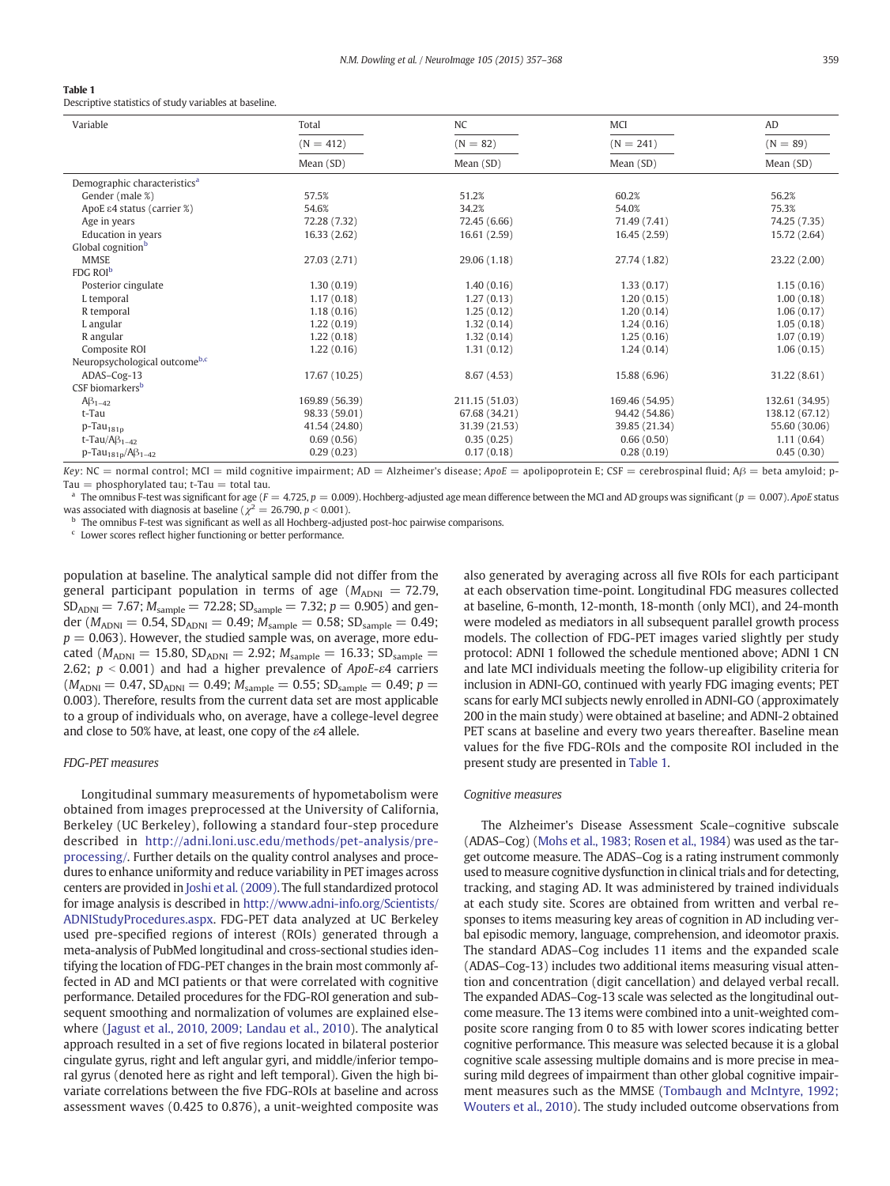**Table 1**
Descriptive statistics of study variables at baseline.

| Variable | Total | NC | MCI | AD |
|---|---|---|---|---|
| | (N = 412) | (N = 82) | (N = 241) | (N = 89) |
| | Mean (SD) | Mean (SD) | Mean (SD) | Mean (SD) |
| Demographic characteristics[a] | | | | |
| Gender (male %) | 57.5% | 51.2% | 60.2% | 56.2% |
| ApoE ε4 status (carrier %) | 54.6% | 34.2% | 54.0% | 75.3% |
| Age in years | 72.28 (7.32) | 72.45 (6.66) | 71.49 (7.41) | 74.25 (7.35) |
| Education in years | 16.33 (2.62) | 16.61 (2.59) | 16.45 (2.59) | 15.72 (2.64) |
| Global cognition[b] | | | | |
| MMSE | 27.03 (2.71) | 29.06 (1.18) | 27.74 (1.82) | 23.22 (2.00) |
| FDG ROI[b] | | | | |
| Posterior cingulate | 1.30 (0.19) | 1.40 (0.16) | 1.33 (0.17) | 1.15 (0.16) |
| L temporal | 1.17 (0.18) | 1.27 (0.13) | 1.20 (0.15) | 1.00 (0.18) |
| R temporal | 1.18 (0.16) | 1.25 (0.12) | 1.20 (0.14) | 1.06 (0.17) |
| L angular | 1.22 (0.19) | 1.32 (0.14) | 1.24 (0.16) | 1.05 (0.18) |
| R angular | 1.22 (0.18) | 1.32 (0.14) | 1.25 (0.16) | 1.07 (0.19) |
| Composite ROI | 1.22 (0.16) | 1.31 (0.12) | 1.24 (0.14) | 1.06 (0.15) |
| Neuropsychological outcome[b,c] | | | | |
| ADAS–Cog-13 | 17.67 (10.25) | 8.67 (4.53) | 15.88 (6.96) | 31.22 (8.61) |
| CSF biomarkers[b] | | | | |
| $A\beta_{1-42}$ | 169.89 (56.39) | 211.15 (51.03) | 169.46 (54.95) | 132.61 (34.95) |
| t-Tau | 98.33 (59.01) | 67.68 (34.21) | 94.42 (54.86) | 138.12 (67.12) |
| p-$Tau_{181p}$ | 41.54 (24.80) | 31.39 (21.53) | 39.85 (21.34) | 55.60 (30.06) |
| t-Tau/$A\beta_{1-42}$ | 0.69 (0.56) | 0.35 (0.25) | 0.66 (0.50) | 1.11 (0.64) |
| p-$Tau_{181p}$/$A\beta_{1-42}$ | 0.29 (0.23) | 0.17 (0.18) | 0.28 (0.19) | 0.45 (0.30) |

*Key*: NC = normal control; MCI = mild cognitive impairment; AD = Alzheimer's disease; *ApoE* = apolipoprotein E; CSF = cerebrospinal fluid; Aβ = beta amyloid; p-Tau = phosphorylated tau; t-Tau = total tau.

[a] The omnibus F-test was significant for age ($F = 4.725$, $p = 0.009$). Hochberg-adjusted age mean difference between the MCI and AD groups was significant ($p = 0.007$). *ApoE* status was associated with diagnosis at baseline ($\chi^2 = 26.790$, $p < 0.001$).

[b] The omnibus F-test was significant as well as all Hochberg-adjusted post-hoc pairwise comparisons.

[c] Lower scores reflect higher functioning or better performance.

population at baseline. The analytical sample did not differ from the general participant population in terms of age ($M_{ADNI} = 72.79$, $SD_{ADNI} = 7.67$; $M_{sample} = 72.28$; $SD_{sample} = 7.32$; $p = 0.905$) and gender ($M_{ADNI} = 0.54$, $SD_{ADNI} = 0.49$; $M_{sample} = 0.58$; $SD_{sample} = 0.49$; $p = 0.063$). However, the studied sample was, on average, more educated ($M_{ADNI} = 15.80$, $SD_{ADNI} = 2.92$; $M_{sample} = 16.33$; $SD_{sample} = 2.62$; $p < 0.001$) and had a higher prevalence of *ApoE*-ε4 carriers ($M_{ADNI} = 0.47$, $SD_{ADNI} = 0.49$; $M_{sample} = 0.55$; $SD_{sample} = 0.49$; $p = 0.003$). Therefore, results from the current data set are most applicable to a group of individuals who, on average, have a college-level degree and close to 50% have, at least, one copy of the ε4 allele.

### FDG-PET measures

Longitudinal summary measurements of hypometabolism were obtained from images preprocessed at the University of California, Berkeley (UC Berkeley), following a standard four-step procedure described in http://adni.loni.usc.edu/methods/pet-analysis/pre-processing/. Further details on the quality control analyses and procedures to enhance uniformity and reduce variability in PET images across centers are provided in Joshi et al. (2009). The full standardized protocol for image analysis is described in http://www.adni-info.org/Scientists/ADNIStudyProcedures.aspx. FDG-PET data analyzed at UC Berkeley used pre-specified regions of interest (ROIs) generated through a meta-analysis of PubMed longitudinal and cross-sectional studies identifying the location of FDG-PET changes in the brain most commonly affected in AD and MCI patients or that were correlated with cognitive performance. Detailed procedures for the FDG-ROI generation and subsequent smoothing and normalization of volumes are explained elsewhere (Jagust et al., 2010, 2009; Landau et al., 2010). The analytical approach resulted in a set of five regions located in bilateral posterior cingulate gyrus, right and left angular gyri, and middle/inferior temporal gyrus (denoted here as right and left temporal). Given the high bivariate correlations between the five FDG-ROIs at baseline and across assessment waves (0.425 to 0.876), a unit-weighted composite was also generated by averaging across all five ROIs for each participant at each observation time-point. Longitudinal FDG measures collected at baseline, 6-month, 12-month, 18-month (only MCI), and 24-month were modeled as mediators in all subsequent parallel growth process models. The collection of FDG-PET images varied slightly per study protocol: ADNI 1 followed the schedule mentioned above; ADNI 1 CN and late MCI individuals meeting the follow-up eligibility criteria for inclusion in ADNI-GO, continued with yearly FDG imaging events; PET scans for early MCI subjects newly enrolled in ADNI-GO (approximately 200 in the main study) were obtained at baseline; and ADNI-2 obtained PET scans at baseline and every two years thereafter. Baseline mean values for the five FDG-ROIs and the composite ROI included in the present study are presented in Table 1.

### Cognitive measures

The Alzheimer's Disease Assessment Scale–cognitive subscale (ADAS–Cog) (Mohs et al., 1983; Rosen et al., 1984) was used as the target outcome measure. The ADAS–Cog is a rating instrument commonly used to measure cognitive dysfunction in clinical trials and for detecting, tracking, and staging AD. It was administered by trained individuals at each study site. Scores are obtained from written and verbal responses to items measuring key areas of cognition in AD including verbal episodic memory, language, comprehension, and ideomotor praxis. The standard ADAS–Cog includes 11 items and the expanded scale (ADAS–Cog-13) includes two additional items measuring visual attention and concentration (digit cancellation) and delayed verbal recall. The expanded ADAS–Cog-13 scale was selected as the longitudinal outcome measure. The 13 items were combined into a unit-weighted composite score ranging from 0 to 85 with lower scores indicating better cognitive performance. This measure was selected because it is a global cognitive scale assessing multiple domains and is more precise in measuring mild degrees of impairment than other global cognitive impairment measures such as the MMSE (Tombaugh and McIntyre, 1992; Wouters et al., 2010). The study included outcome observations from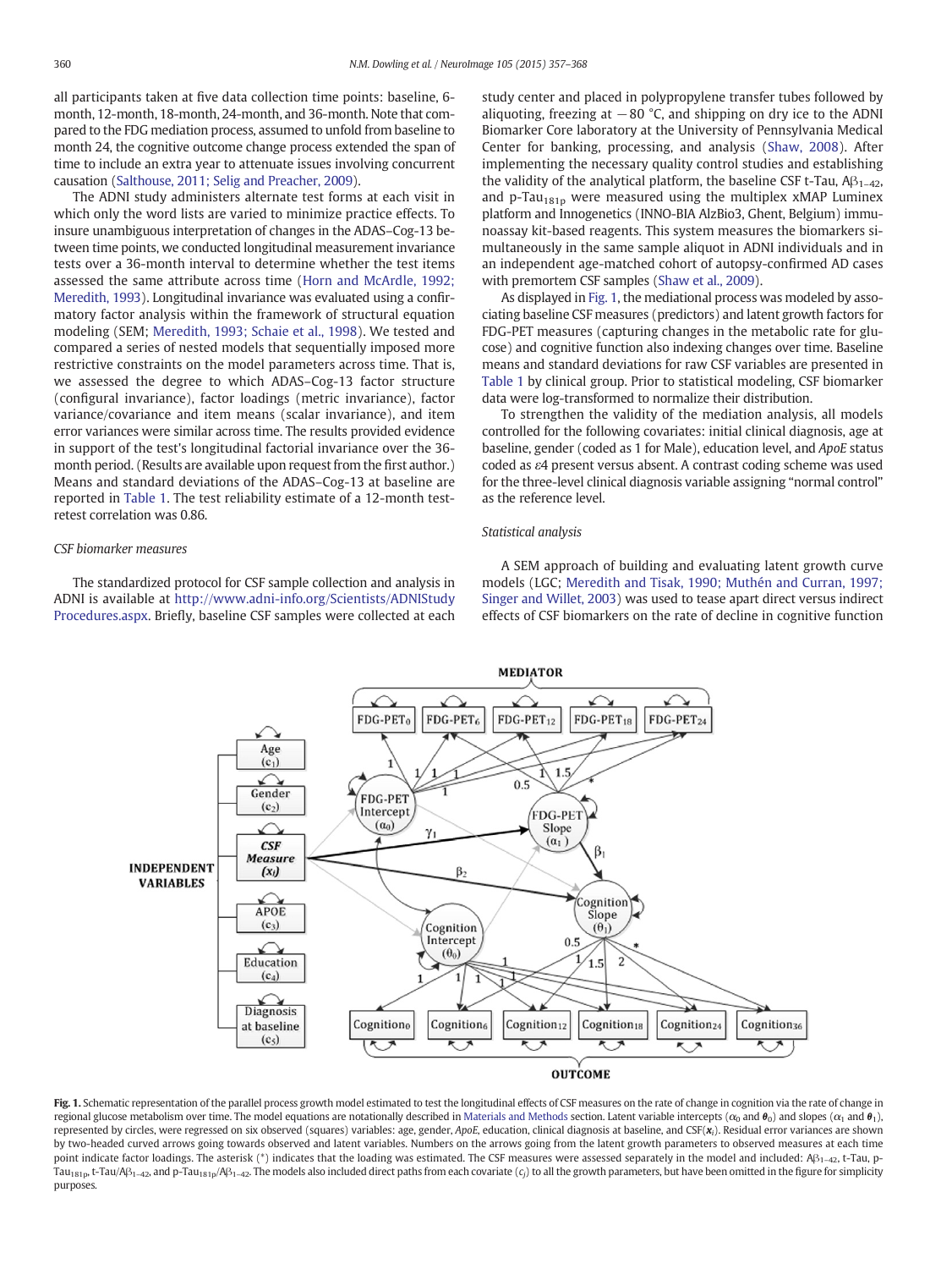all participants taken at five data collection time points: baseline, 6-month, 12-month, 18-month, 24-month, and 36-month. Note that compared to the FDG mediation process, assumed to unfold from baseline to month 24, the cognitive outcome change process extended the span of time to include an extra year to attenuate issues involving concurrent causation (Salthouse, 2011; Selig and Preacher, 2009).

The ADNI study administers alternate test forms at each visit in which only the word lists are varied to minimize practice effects. To insure unambiguous interpretation of changes in the ADAS–Cog-13 between time points, we conducted longitudinal measurement invariance tests over a 36-month interval to determine whether the test items assessed the same attribute across time (Horn and McArdle, 1992; Meredith, 1993). Longitudinal invariance was evaluated using a confirmatory factor analysis within the framework of structural equation modeling (SEM; Meredith, 1993; Schaie et al., 1998). We tested and compared a series of nested models that sequentially imposed more restrictive constraints on the model parameters across time. That is, we assessed the degree to which ADAS–Cog-13 factor structure (configural invariance), factor loadings (metric invariance), factor variance/covariance and item means (scalar invariance), and item error variances were similar across time. The results provided evidence in support of the test's longitudinal factorial invariance over the 36-month period. (Results are available upon request from the first author.) Means and standard deviations of the ADAS–Cog-13 at baseline are reported in Table 1. The test reliability estimate of a 12-month test-retest correlation was 0.86.

### CSF biomarker measures

The standardized protocol for CSF sample collection and analysis in ADNI is available at http://www.adni-info.org/Scientists/ADNIStudyProcedures.aspx. Briefly, baseline CSF samples were collected at each study center and placed in polypropylene transfer tubes followed by aliquoting, freezing at −80 °C, and shipping on dry ice to the ADNI Biomarker Core laboratory at the University of Pennsylvania Medical Center for banking, processing, and analysis (Shaw, 2008). After implementing the necessary quality control studies and establishing the validity of the analytical platform, the baseline CSF t-Tau, $A\beta_{1-42}$, and p-$Tau_{181p}$ were measured using the multiplex xMAP Luminex platform and Innogenetics (INNO-BIA AlzBio3, Ghent, Belgium) immunoassay kit-based reagents. This system measures the biomarkers simultaneously in the same sample aliquot in ADNI individuals and in an independent age-matched cohort of autopsy-confirmed AD cases with premortem CSF samples (Shaw et al., 2009).

As displayed in Fig. 1, the mediational process was modeled by associating baseline CSF measures (predictors) and latent growth factors for FDG-PET measures (capturing changes in the metabolic rate for glucose) and cognitive function also indexing changes over time. Baseline means and standard deviations for raw CSF variables are presented in Table 1 by clinical group. Prior to statistical modeling, CSF biomarker data were log-transformed to normalize their distribution.

To strengthen the validity of the mediation analysis, all models controlled for the following covariates: initial clinical diagnosis, age at baseline, gender (coded as 1 for Male), education level, and *ApoE* status coded as ε4 present versus absent. A contrast coding scheme was used for the three-level clinical diagnosis variable assigning "normal control" as the reference level.

### Statistical analysis

A SEM approach of building and evaluating latent growth curve models (LGC; Meredith and Tisak, 1990; Muthén and Curran, 1997; Singer and Willet, 2003) was used to tease apart direct versus indirect effects of CSF biomarkers on the rate of decline in cognitive function

**Fig. 1.** Schematic representation of the parallel process growth model estimated to test the longitudinal effects of CSF measures on the rate of change in cognition via the rate of change in regional glucose metabolism over time. The model equations are notationally described in Materials and Methods section. Latent variable intercepts ($\alpha_0$ and $\boldsymbol{\theta}_0$) and slopes ($\alpha_1$ and $\boldsymbol{\theta}_1$), represented by circles, were regressed on six observed (squares) variables: age, gender, *ApoE*, education, clinical diagnosis at baseline, and CSF($\boldsymbol{x}_i$). Residual error variances are shown by two-headed curved arrows going towards observed and latent variables. Numbers on the arrows going from the latent growth parameters to observed measures at each time point indicate factor loadings. The asterisk (*) indicates that the loading was estimated. The CSF measures were assessed separately in the model and included: $A\beta_{1-42}$, t-Tau, p-$Tau_{181p}$, t-Tau/$A\beta_{1-42}$, and p-$Tau_{181p}$/$A\beta_{1-42}$. The models also included direct paths from each covariate ($c_j$) to all the growth parameters, but have been omitted in the figure for simplicity purposes.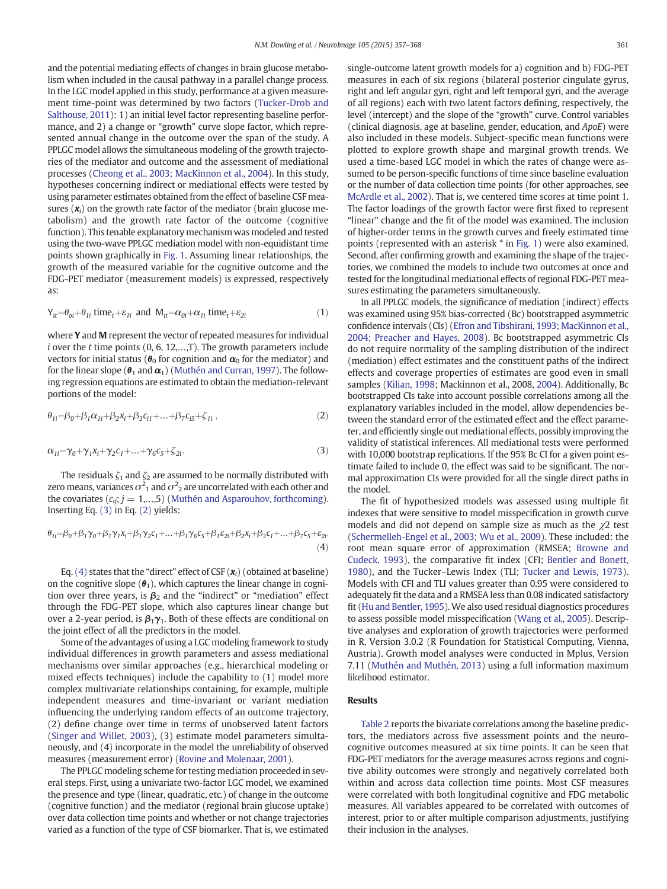and the potential mediating effects of changes in brain glucose metabolism when included in the causal pathway in a parallel change process. In the LGC model applied in this study, performance at a given measurement time-point was determined by two factors (Tucker-Drob and Salthouse, 2011): 1) an initial level factor representing baseline performance, and 2) a change or "growth" curve slope factor, which represented annual change in the outcome over the span of the study. A PPLGC model allows the simultaneous modeling of the growth trajectories of the mediator and outcome and the assessment of mediational processes (Cheong et al., 2003; MacKinnon et al., 2004). In this study, hypotheses concerning indirect or mediational effects were tested by using parameter estimates obtained from the effect of baseline CSF measures ($\boldsymbol{x}_i$) on the growth rate factor of the mediator (brain glucose metabolism) and the growth rate factor of the outcome (cognitive function). This tenable explanatory mechanism was modeled and tested using the two-wave PPLGC mediation model with non-equidistant time points shown graphically in Fig. 1. Assuming linear relationships, the growth of the measured variable for the cognitive outcome and the FDG-PET mediator (measurement models) is expressed, respectively as:

$$Y_{it}=\theta_{oi}+\theta_{1i}\ \text{time}_t+\varepsilon_{1i} \ \text{ and } \ M_{it}=\alpha_{0i}+\alpha_{1i}\ \text{time}_t+\varepsilon_{2i} \tag{1}$$

where **Y** and **M** represent the vector of repeated measures for individual $i$ over the $t$ time points (0, 6, 12,…,T). The growth parameters include vectors for initial status ($\boldsymbol{\theta}_0$ for cognition and $\boldsymbol{\alpha}_0$ for the mediator) and for the linear slope ($\boldsymbol{\theta}_1$ and $\boldsymbol{\alpha}_1$) (Muthén and Curran, 1997). The following regression equations are estimated to obtain the mediation-relevant portions of the model:

$$\theta_{1i}=\beta_0+\beta_1\alpha_{1i}+\beta_2 x_i+\beta_3 c_{i1}+\ldots+\beta_7 c_{i5}+\zeta_{1i}\,, \tag{2}$$

$$\alpha_{1i}=\gamma_0+\gamma_1 x_i+\gamma_2 c_1+\ldots+\gamma_6 c_5+\zeta_{2i}. \tag{3}$$

The residuals $\zeta_1$ and $\zeta_2$ are assumed to be normally distributed with zero means, variances $\sigma^2_1$ and $\sigma^2_2$ are uncorrelated with each other and the covariates ($c_{ij}$; $j=1,\ldots,5$) (Muthén and Asparouhov, forthcoming). Inserting Eq. (3) in Eq. (2) yields:

$$\theta_{1i}=\beta_0+\beta_1\gamma_0+\beta_1\gamma_1 x_i+\beta_1\gamma_2 c_1+\ldots+\beta_1\gamma_6 c_5+\beta_1\varepsilon_{2i}+\beta_2 x_i+\beta_3 c_1+\ldots+\beta_7 c_5+\varepsilon_{2i}. \tag{4}$$

Eq. (4) states that the "direct" effect of CSF ($\boldsymbol{x}_i$) (obtained at baseline) on the cognitive slope ($\boldsymbol{\theta}_1$), which captures the linear change in cognition over three years, is $\boldsymbol{\beta}_2$ and the "indirect" or "mediation" effect through the FDG-PET slope, which also captures linear change but over a 2-year period, is $\boldsymbol{\beta}_1\boldsymbol{\gamma}_1$. Both of these effects are conditional on the joint effect of all the predictors in the model.

Some of the advantages of using a LGC modeling framework to study individual differences in growth parameters and assess mediational mechanisms over similar approaches (e.g., hierarchical modeling or mixed effects techniques) include the capability to (1) model more complex multivariate relationships containing, for example, multiple independent measures and time-invariant or variant mediation influencing the underlying random effects of an outcome trajectory, (2) define change over time in terms of unobserved latent factors (Singer and Willet, 2003), (3) estimate model parameters simultaneously, and (4) incorporate in the model the unreliability of observed measures (measurement error) (Rovine and Molenaar, 2001).

The PPLGC modeling scheme for testing mediation proceeded in several steps. First, using a univariate two-factor LGC model, we examined the presence and type (linear, quadratic, etc.) of change in the outcome (cognitive function) and the mediator (regional brain glucose uptake) over data collection time points and whether or not change trajectories varied as a function of the type of CSF biomarker. That is, we estimated single-outcome latent growth models for a) cognition and b) FDG-PET measures in each of six regions (bilateral posterior cingulate gyrus, right and left angular gyri, right and left temporal gyri, and the average of all regions) each with two latent factors defining, respectively, the level (intercept) and the slope of the "growth" curve. Control variables (clinical diagnosis, age at baseline, gender, education, and *ApoE*) were also included in these models. Subject-specific mean functions were plotted to explore growth shape and marginal growth trends. We used a time-based LGC model in which the rates of change were assumed to be person-specific functions of time since baseline evaluation or the number of data collection time points (for other approaches, see McArdle et al., 2002). That is, we centered time scores at time point 1. The factor loadings of the growth factor were first fixed to represent "linear" change and the fit of the model was examined. The inclusion of higher-order terms in the growth curves and freely estimated time points (represented with an asterisk * in Fig. 1) were also examined. Second, after confirming growth and examining the shape of the trajectories, we combined the models to include two outcomes at once and tested for the longitudinal mediational effects of regional FDG-PET measures estimating the parameters simultaneously.

In all PPLGC models, the significance of mediation (indirect) effects was examined using 95% bias-corrected (Bc) bootstrapped asymmetric confidence intervals (CIs) (Efron and Tibshirani, 1993; MacKinnon et al., 2004; Preacher and Hayes, 2008). Bc bootstrapped asymmetric CIs do not require normality of the sampling distribution of the indirect (mediation) effect estimates and the constituent paths of the indirect effects and coverage properties of estimates are good even in small samples (Kilian, 1998; Mackinnon et al., 2008, 2004). Additionally, Bc bootstrapped CIs take into account possible correlations among all the explanatory variables included in the model, allow dependencies between the standard error of the estimated effect and the effect parameter, and efficiently single out mediational effects, possibly improving the validity of statistical inferences. All mediational tests were performed with 10,000 bootstrap replications. If the 95% Bc CI for a given point estimate failed to include 0, the effect was said to be significant. The normal approximation CIs were provided for all the single direct paths in the model.

The fit of hypothesized models was assessed using multiple fit indexes that were sensitive to model misspecification in growth curve models and did not depend on sample size as much as the $\chi 2$ test (Schermelleh-Engel et al., 2003; Wu et al., 2009). These included: the root mean square error of approximation (RMSEA; Browne and Cudeck, 1993), the comparative fit index (CFI; Bentler and Bonett, 1980), and the Tucker–Lewis Index (TLI; Tucker and Lewis, 1973). Models with CFI and TLI values greater than 0.95 were considered to adequately fit the data and a RMSEA less than 0.08 indicated satisfactory fit (Hu and Bentler, 1995). We also used residual diagnostics procedures to assess possible model misspecification (Wang et al., 2005). Descriptive analyses and exploration of growth trajectories were performed in R, Version 3.0.2 (R Foundation for Statistical Computing, Vienna, Austria). Growth model analyses were conducted in Mplus, Version 7.11 (Muthén and Muthén, 2013) using a full information maximum likelihood estimator.

## Results

Table 2 reports the bivariate correlations among the baseline predictors, the mediators across five assessment points and the neurocognitive outcomes measured at six time points. It can be seen that FDG-PET mediators for the average measures across regions and cognitive ability outcomes were strongly and negatively correlated both within and across data collection time points. Most CSF measures were correlated with both longitudinal cognitive and FDG metabolic measures. All variables appeared to be correlated with outcomes of interest, prior to or after multiple comparison adjustments, justifying their inclusion in the analyses.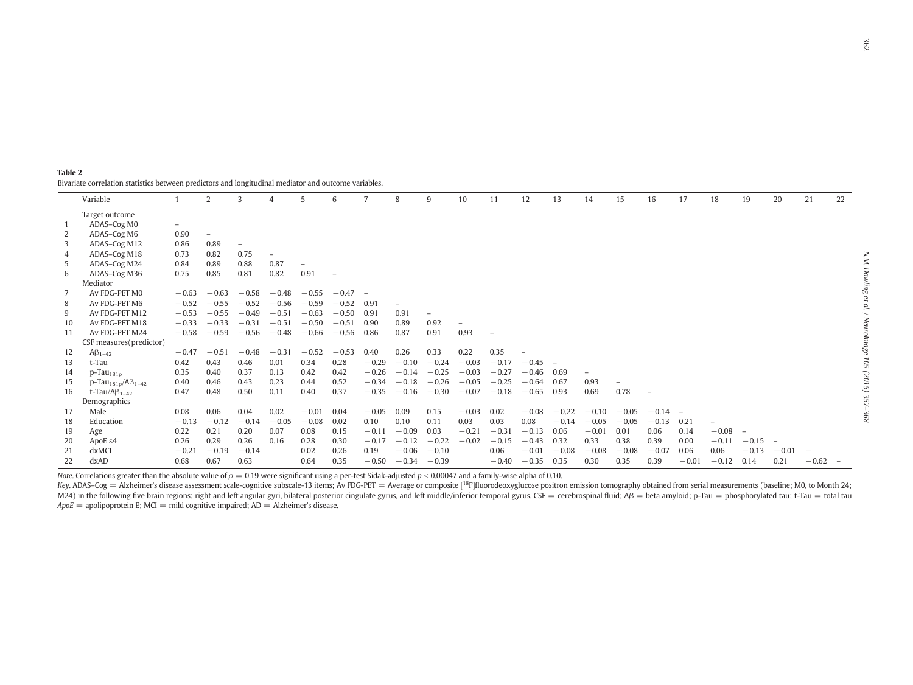**Table 2**
Bivariate correlation statistics between predictors and longitudinal mediator and outcome variables.

| | Variable | 1 | 2 | 3 | 4 | 5 | 6 | 7 | 8 | 9 | 10 | 11 | 12 | 13 | 14 | 15 | 16 | 17 | 18 | 19 | 20 | 21 | 22 |
|---|---|---|---|---|---|---|---|---|---|---|---|---|---|---|---|---|---|---|---|---|---|---|---|
| | Target outcome | | | | | | | | | | | | | | | | | | | | | | |
| 1 | ADAS–Cog M0 | – | | | | | | | | | | | | | | | | | | | | | |
| 2 | ADAS–Cog M6 | 0.90 | – | | | | | | | | | | | | | | | | | | | | |
| 3 | ADAS–Cog M12 | 0.86 | 0.89 | – | | | | | | | | | | | | | | | | | | | |
| 4 | ADAS–Cog M18 | 0.73 | 0.82 | 0.75 | – | | | | | | | | | | | | | | | | | | |
| 5 | ADAS–Cog M24 | 0.84 | 0.89 | 0.88 | 0.87 | – | | | | | | | | | | | | | | | | | |
| 6 | ADAS–Cog M36 | 0.75 | 0.85 | 0.81 | 0.82 | 0.91 | – | | | | | | | | | | | | | | | | |
| | Mediator | | | | | | | | | | | | | | | | | | | | | | |
| 7 | Av FDG-PET M0 | −0.63 | −0.63 | −0.58 | −0.48 | −0.55 | −0.47 | – | | | | | | | | | | | | | | | |
| 8 | Av FDG-PET M6 | −0.52 | −0.55 | −0.52 | −0.56 | −0.59 | −0.52 | 0.91 | – | | | | | | | | | | | | | | |
| 9 | Av FDG-PET M12 | −0.53 | −0.55 | −0.49 | −0.51 | −0.63 | −0.50 | 0.91 | 0.91 | – | | | | | | | | | | | | | |
| 10 | Av FDG-PET M18 | −0.33 | −0.33 | −0.31 | −0.51 | −0.50 | −0.51 | 0.90 | 0.89 | 0.92 | – | | | | | | | | | | | | |
| 11 | Av FDG-PET M24 | −0.58 | −0.59 | −0.56 | −0.48 | −0.66 | −0.56 | 0.86 | 0.87 | 0.91 | 0.93 | – | | | | | | | | | | | |
| | CSF measures(predictor) | | | | | | | | | | | | | | | | | | | | | | |
| 12 | $A\beta_{1-42}$ | −0.47 | −0.51 | −0.48 | −0.31 | −0.52 | −0.53 | 0.40 | 0.26 | 0.33 | 0.22 | 0.35 | – | | | | | | | | | | |
| 13 | t-Tau | 0.42 | 0.43 | 0.46 | 0.01 | 0.34 | 0.28 | −0.29 | −0.10 | −0.24 | −0.03 | −0.17 | −0.45 | – | | | | | | | | | |
| 14 | $p\text{-Tau}_{181p}$ | 0.35 | 0.40 | 0.37 | 0.13 | 0.42 | 0.42 | −0.26 | −0.14 | −0.25 | −0.03 | −0.27 | −0.46 | 0.69 | – | | | | | | | | |
| 15 | $p\text{-Tau}_{181p}/A\beta_{1-42}$ | 0.40 | 0.46 | 0.43 | 0.23 | 0.44 | 0.52 | −0.34 | −0.18 | −0.26 | −0.05 | −0.25 | −0.64 | 0.67 | 0.93 | – | | | | | | | |
| 16 | $t\text{-Tau}/A\beta_{1-42}$ | 0.47 | 0.48 | 0.50 | 0.11 | 0.40 | 0.37 | −0.35 | −0.16 | −0.30 | −0.07 | −0.18 | −0.65 | 0.93 | 0.69 | 0.78 | – | | | | | | |
| | Demographics | | | | | | | | | | | | | | | | | | | | | | |
| 17 | Male | 0.08 | 0.06 | 0.04 | 0.02 | −0.01 | 0.04 | −0.05 | 0.09 | 0.15 | −0.03 | 0.02 | −0.08 | −0.22 | −0.10 | −0.05 | −0.14 | – | | | | | |
| 18 | Education | −0.13 | −0.12 | −0.14 | −0.05 | −0.08 | 0.02 | 0.10 | 0.10 | 0.11 | 0.03 | 0.03 | 0.08 | −0.14 | −0.05 | −0.05 | −0.13 | 0.21 | – | | | | |
| 19 | Age | 0.22 | 0.21 | 0.20 | 0.07 | 0.08 | 0.15 | −0.11 | −0.09 | 0.03 | −0.21 | −0.31 | −0.13 | 0.06 | −0.01 | 0.01 | 0.06 | 0.14 | −0.08 | – | | | |
| 20 | ApoE ε4 | 0.26 | 0.29 | 0.26 | 0.16 | 0.28 | 0.30 | −0.17 | −0.12 | −0.22 | −0.02 | −0.15 | −0.43 | 0.32 | 0.33 | 0.38 | 0.39 | 0.00 | −0.11 | −0.15 | – | | |
| 21 | dxMCI | −0.21 | −0.19 | −0.14 | | 0.02 | 0.26 | 0.19 | −0.06 | −0.10 | | 0.06 | −0.01 | −0.08 | −0.08 | −0.08 | −0.07 | 0.06 | 0.06 | −0.13 | −0.01 | – | |
| 22 | dxAD | 0.68 | 0.67 | 0.63 | | 0.64 | 0.35 | −0.50 | −0.34 | −0.39 | | −0.40 | −0.35 | 0.35 | 0.30 | 0.35 | 0.39 | −0.01 | −0.12 | 0.14 | 0.21 | −0.62 | – |

*Note*. Correlations greater than the absolute value of $\rho = 0.19$ were significant using a per-test Sidak-adjusted $p < 0.00047$ and a family-wise alpha of 0.10.

*Key*. ADAS–Cog = Alzheimer's disease assessment scale-cognitive subscale-13 items; Av FDG-PET = Average or composite [$^{18}$F]fluorodeoxyglucose positron emission tomography obtained from serial measurements (baseline; M0, to Month 24; M24) in the following five brain regions: right and left angular gyri, bilateral posterior cingulate gyrus, and left middle/inferior temporal gyrus. CSF = cerebrospinal fluid; Aβ = beta amyloid; p-Tau = phosphorylated tau; t-Tau = total tau *ApoE* = apolipoprotein E; MCI = mild cognitive impaired; AD = Alzheimer's disease.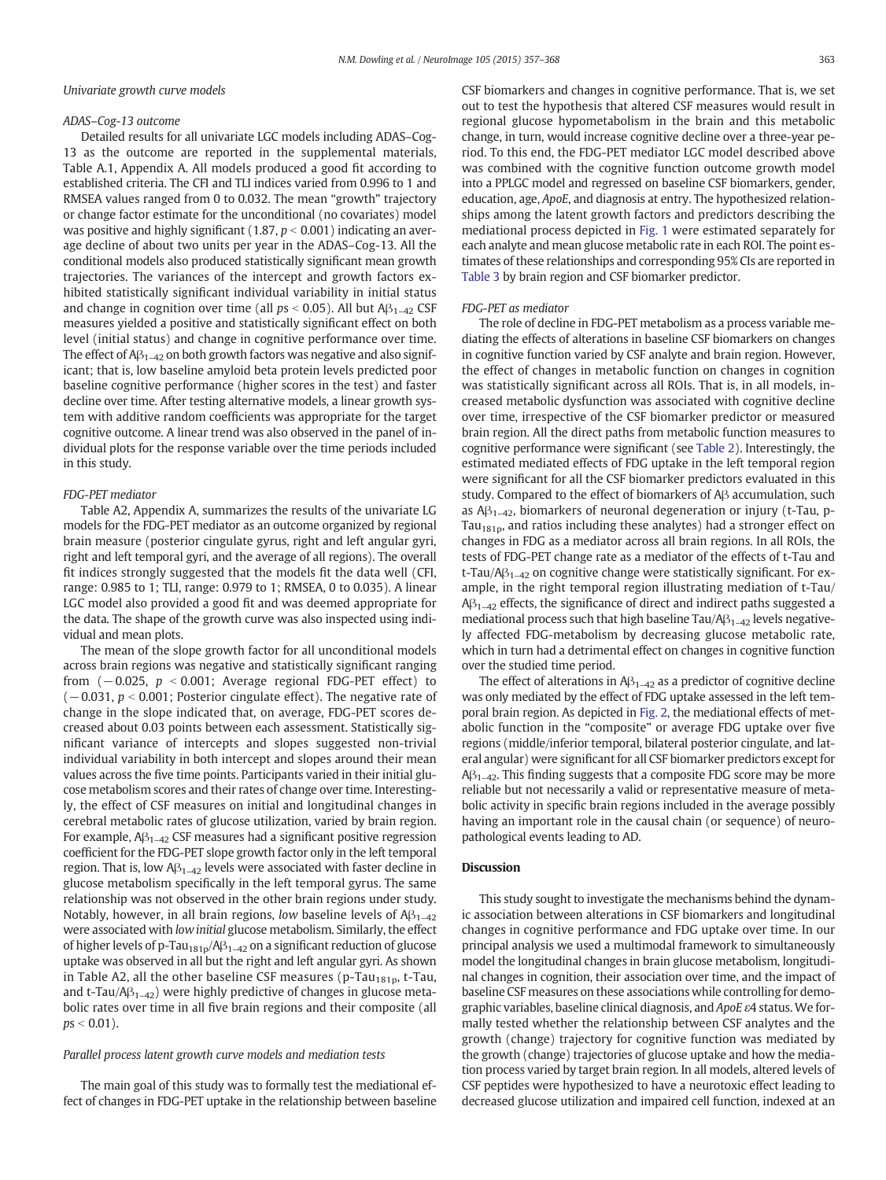### Univariate growth curve models

#### ADAS–Cog-13 outcome

Detailed results for all univariate LGC models including ADAS–Cog-13 as the outcome are reported in the supplemental materials, Table A.1, Appendix A. All models produced a good fit according to established criteria. The CFI and TLI indices varied from 0.996 to 1 and RMSEA values ranged from 0 to 0.032. The mean "growth" trajectory or change factor estimate for the unconditional (no covariates) model was positive and highly significant (1.87, $p < 0.001$) indicating an average decline of about two units per year in the ADAS–Cog-13. All the conditional models also produced statistically significant mean growth trajectories. The variances of the intercept and growth factors exhibited statistically significant individual variability in initial status and change in cognition over time (all $ps < 0.05$). All but $A\beta_{1-42}$ CSF measures yielded a positive and statistically significant effect on both level (initial status) and change in cognitive performance over time. The effect of $A\beta_{1-42}$ on both growth factors was negative and also significant; that is, low baseline amyloid beta protein levels predicted poor baseline cognitive performance (higher scores in the test) and faster decline over time. After testing alternative models, a linear growth system with additive random coefficients was appropriate for the target cognitive outcome. A linear trend was also observed in the panel of individual plots for the response variable over the time periods included in this study.

#### FDG-PET mediator

Table A2, Appendix A, summarizes the results of the univariate LG models for the FDG-PET mediator as an outcome organized by regional brain measure (posterior cingulate gyrus, right and left angular gyri, right and left temporal gyri, and the average of all regions). The overall fit indices strongly suggested that the models fit the data well (CFI, range: 0.985 to 1; TLI, range: 0.979 to 1; RMSEA, 0 to 0.035). A linear LGC model also provided a good fit and was deemed appropriate for the data. The shape of the growth curve was also inspected using individual and mean plots.

The mean of the slope growth factor for all unconditional models across brain regions was negative and statistically significant ranging from ($-0.025$, $p < 0.001$; Average regional FDG-PET effect) to ($-0.031$, $p < 0.001$; Posterior cingulate effect). The negative rate of change in the slope indicated that, on average, FDG-PET scores decreased about 0.03 points between each assessment. Statistically significant variance of intercepts and slopes suggested non-trivial individual variability in both intercept and slopes around their mean values across the five time points. Participants varied in their initial glucose metabolism scores and their rates of change over time. Interestingly, the effect of CSF measures on initial and longitudinal changes in cerebral metabolic rates of glucose utilization, varied by brain region. For example, $A\beta_{1-42}$ CSF measures had a significant positive regression coefficient for the FDG-PET slope growth factor only in the left temporal region. That is, low $A\beta_{1-42}$ levels were associated with faster decline in glucose metabolism specifically in the left temporal gyrus. The same relationship was not observed in the other brain regions under study. Notably, however, in all brain regions, *low* baseline levels of $A\beta_{1-42}$ were associated with *low initial* glucose metabolism. Similarly, the effect of higher levels of p-$Tau_{181p}$/$A\beta_{1-42}$ on a significant reduction of glucose uptake was observed in all but the right and left angular gyri. As shown in Table A2, all the other baseline CSF measures (p-$Tau_{181p}$, t-Tau, and t-Tau/$A\beta_{1-42}$) were highly predictive of changes in glucose metabolic rates over time in all five brain regions and their composite (all $ps < 0.01$).

### Parallel process latent growth curve models and mediation tests

The main goal of this study was to formally test the mediational effect of changes in FDG-PET uptake in the relationship between baseline CSF biomarkers and changes in cognitive performance. That is, we set out to test the hypothesis that altered CSF measures would result in regional glucose hypometabolism in the brain and this metabolic change, in turn, would increase cognitive decline over a three-year period. To this end, the FDG-PET mediator LGC model described above was combined with the cognitive function outcome growth model into a PPLGC model and regressed on baseline CSF biomarkers, gender, education, age, *ApoE*, and diagnosis at entry. The hypothesized relationships among the latent growth factors and predictors describing the mediational process depicted in Fig. 1 were estimated separately for each analyte and mean glucose metabolic rate in each ROI. The point estimates of these relationships and corresponding 95% CIs are reported in Table 3 by brain region and CSF biomarker predictor.

#### FDG-PET as mediator

The role of decline in FDG-PET metabolism as a process variable mediating the effects of alterations in baseline CSF biomarkers on changes in cognitive function varied by CSF analyte and brain region. However, the effect of changes in metabolic function on changes in cognition was statistically significant across all ROIs. That is, in all models, increased metabolic dysfunction was associated with cognitive decline over time, irrespective of the CSF biomarker predictor or measured brain region. All the direct paths from metabolic function measures to cognitive performance were significant (see Table 2). Interestingly, the estimated mediated effects of FDG uptake in the left temporal region were significant for all the CSF biomarker predictors evaluated in this study. Compared to the effect of biomarkers of Aβ accumulation, such as $A\beta_{1-42}$, biomarkers of neuronal degeneration or injury (t-Tau, p-$Tau_{181p}$, and ratios including these analytes) had a stronger effect on changes in FDG as a mediator across all brain regions. In all ROIs, the tests of FDG-PET change rate as a mediator of the effects of t-Tau and t-Tau/$A\beta_{1-42}$ on cognitive change were statistically significant. For example, in the right temporal region illustrating mediation of t-Tau/$A\beta_{1-42}$ effects, the significance of direct and indirect paths suggested a mediational process such that high baseline Tau/$A\beta_{1-42}$ levels negatively affected FDG-metabolism by decreasing glucose metabolic rate, which in turn had a detrimental effect on changes in cognitive function over the studied time period.

The effect of alterations in $A\beta_{1-42}$ as a predictor of cognitive decline was only mediated by the effect of FDG uptake assessed in the left temporal brain region. As depicted in Fig. 2, the mediational effects of metabolic function in the "composite" or average FDG uptake over five regions (middle/inferior temporal, bilateral posterior cingulate, and lateral angular) were significant for all CSF biomarker predictors except for $A\beta_{1-42}$. This finding suggests that a composite FDG score may be more reliable but not necessarily a valid or representative measure of metabolic activity in specific brain regions included in the average possibly having an important role in the causal chain (or sequence) of neuropathological events leading to AD.

## Discussion

This study sought to investigate the mechanisms behind the dynamic association between alterations in CSF biomarkers and longitudinal changes in cognitive performance and FDG uptake over time. In our principal analysis we used a multimodal framework to simultaneously model the longitudinal changes in brain glucose metabolism, longitudinal changes in cognition, their association over time, and the impact of baseline CSF measures on these associations while controlling for demographic variables, baseline clinical diagnosis, and *ApoE* ε4 status. We formally tested whether the relationship between CSF analytes and the growth (change) trajectory for cognitive function was mediated by the growth (change) trajectories of glucose uptake and how the mediation process varied by target brain region. In all models, altered levels of CSF peptides were hypothesized to have a neurotoxic effect leading to decreased glucose utilization and impaired cell function, indexed at an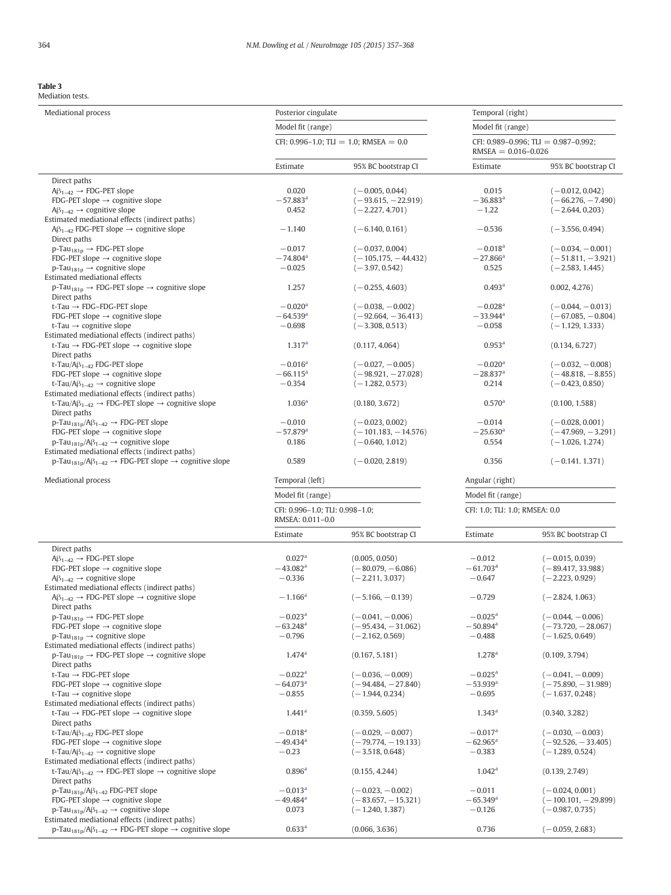**Table 3**
Mediation tests.

| Mediational process | Posterior cingulate | | Temporal (right) | |
|---|---|---|---|---|
| | Model fit (range) | | Model fit (range) | |
| | CFI: 0.996–1.0; TLI = 1.0; RMSEA = 0.0 | | CFI: 0.989–0.996; TLI = 0.987–0.992; RMSEA = 0.016–0.026 | |
| | Estimate | 95% BC bootstrap CI | Estimate | 95% BC bootstrap CI |
| Direct paths | | | | |
| $A\beta_{1-42}$ → FDG-PET slope | 0.020 | (−0.005, 0.044) | 0.015 | (−0.012, 0.042) |
| FDG-PET slope → cognitive slope | −57.883[a] | (−93.615, −22.919) | −36.883[a] | (−66.276, −7.490) |
| $A\beta_{1-42}$ → cognitive slope | 0.452 | (−2.227, 4.701) | −1.22 | (−2.644, 0.203) |
| Estimated mediational effects (indirect paths) | | | | |
| $A\beta_{1-42}$ FDG-PET slope → cognitive slope | −1.140 | (−6.140, 0.161) | −0.536 | (−3.556, 0.494) |
| Direct paths | | | | |
| p-$Tau_{181p}$ → FDG-PET slope | −0.017 | (−0.037, 0.004) | −0.018[a] | (−0.034, −0.001) |
| FDG-PET slope → cognitive slope | −74.804[a] | (−105,175, −44.432) | −27.866[a] | (−51.811, −3.921) |
| p-$Tau_{181p}$ → cognitive slope | −0.025 | (−3.97, 0.542) | 0.525 | (−2.583, 1.445) |
| Estimated mediational effects | | | | |
| p-$Tau_{181p}$ → FDG-PET slope → cognitive slope | 1.257 | (−0.255, 4.603) | 0.493[a] | 0.002, 4.276) |
| Direct paths | | | | |
| t-Tau → FDG-FDG-PET slope | −0.020[a] | (−0.038, −0.002) | −0.028[a] | (−0.044, −0.013) |
| FDG-PET slope → cognitive slope | −64.539[a] | (−92.664, −36.413) | −33.944[a] | (−67.085, −0.804) |
| t-Tau → cognitive slope | −0.698 | (−3.308, 0.513) | −0.058 | (−1.129, 1.333) |
| Estimated mediational effects (indirect paths) | | | | |
| t-Tau → FDG-PET slope → cognitive slope | 1.317[a] | (0.117, 4.064) | 0.953[a] | (0.134, 6.727) |
| Direct paths | | | | |
| t-Tau/$A\beta_{1-42}$ FDG-PET slope | −0.016[a] | (−0.027, −0.005) | −0.020[a] | (−0.032, −0.008) |
| FDG-PET slope → cognitive slope | −66.115[a] | (−98.921, −27.028) | −28.837[a] | (−48.818, −8.855) |
| t-Tau/$A\beta_{1-42}$ → cognitive slope | −0.354 | (−1.282, 0.573) | 0.214 | (−0.423, 0.850) |
| Estimated mediational effects (indirect paths) | | | | |
| t-Tau/$A\beta_{1-42}$ → FDG-PET slope → cognitive slope | 1.036[a] | (0.180, 3.672) | 0.570[a] | (0.100, 1.588) |
| Direct paths | | | | |
| p-$Tau_{181p}$/$A\beta_{1-42}$ → FDG-PET slope | −0.010 | (−0.023, 0.002) | −0.014 | (−0.028, 0.001) |
| FDG-PET slope → cognitive slope | −57.879[a] | (−101.183, −14.576) | −25.630[a] | (−47.969, −3.291) |
| p-$Tau_{181p}$/$A\beta_{1-42}$ → cognitive slope | 0.186 | (−0.640, 1.012) | 0.554 | (−1.026, 1.274) |
| Estimated mediational effects (indirect paths) | | | | |
| p-$Tau_{181p}$/$A\beta_{1-42}$ → FDG-PET slope → cognitive slope | 0.589 | (−0.020, 2.819) | 0.356 | (−0.141. 1.371) |

| Mediational process | Temporal (left) | | Angular (right) | |
|---|---|---|---|---|
| | Model fit (range) | | Model fit (range) | |
| | CFI: 0.996–1.0; TLI: 0.998–1.0; RMSEA: 0.011–0.0 | | CFI: 1.0; TLI: 1.0; RMSEA: 0.0 | |
| | Estimate | 95% BC bootstrap CI | Estimate | 95% BC bootstrap CI |
| Direct paths | | | | |
| $A\beta_{1-42}$ → FDG-PET slope | 0.027[a] | (0.005, 0.050) | −0.012 | (−0.015, 0.039) |
| FDG-PET slope → cognitive slope | −43.082[a] | (−80.079, −6.086) | −61.703[a] | (−89.417, 33.988) |
| $A\beta_{1-42}$ → cognitive slope | −0.336 | (−2.211, 3.037) | −0.647 | (−2.223, 0.929) |
| Estimated mediational effects (indirect paths) | | | | |
| $A\beta_{1-42}$ → FDG-PET slope → cognitive slope | −1.166[a] | (−5.166, −0.139) | −0.729 | (−2.824, 1.063) |
| Direct paths | | | | |
| p-$Tau_{181p}$ → FDG-PET slope | −0.023[a] | (−0.041, −0.006) | −0.025[a] | (−0.044, −0.006) |
| FDG-PET slope → cognitive slope | −63.248[a] | (−95.434, −31.062) | −50.894[a] | (−73.720, −28.067) |
| p-$Tau_{181p}$ → cognitive slope | −0.796 | (−2.162, 0.569) | −0.488 | (−1.625, 0.649) |
| Estimated mediational effects (indirect paths) | | | | |
| p-$Tau_{181p}$ → FDG-PET slope → cognitive slope | 1.474[a] | (0.167, 5.181) | 1.278[a] | (0.109, 3.794) |
| Direct paths | | | | |
| t-Tau → FDG-PET slope | −0.022[a] | (−0.036, −0.009) | −0.025[a] | (−0.041, −0.009) |
| FDG-PET slope → cognitive slope | −64.073[a] | (−94.484, −27.840) | −53.939[a] | (−75.890, −31.989) |
| t-Tau → cognitive slope | −0.855 | (−1.944, 0.234) | −0.695 | (−1.637, 0.248) |
| Estimated mediational effects (indirect paths) | | | | |
| t-Tau → FDG-PET slope → cognitive slope | 1.441[a] | (0.359, 5.605) | 1.343[a] | (0.340, 3.282) |
| Direct paths | | | | |
| t-Tau/$A\beta_{1-42}$ FDG-PET slope | −0.018[a] | (−0.029, −0.007) | −0.017[a] | (−0.030, −0.003) |
| FDG-PET slope → cognitive slope | −49.434[a] | (−79.774, −19.133) | −62.965[a] | (−92.526, −33.405) |
| t-Tau/$A\beta_{1-42}$ → cognitive slope | −0.23 | (−3.518, 0.648) | −0.383 | (−1.289, 0.524) |
| Estimated mediational effects (indirect paths) | | | | |
| t-Tau/$A\beta_{1-42}$ → FDG-PET slope → cognitive slope | 0.896[a] | (0.155, 4.244) | 1.042[a] | (0.139, 2.749) |
| Direct paths | | | | |
| p-$Tau_{181p}$/$A\beta_{1-42}$ FDG-PET slope | −0.013[a] | (−0.023, −0.002) | −0.011 | (−0.024, 0.001) |
| FDG-PET slope → cognitive slope | −49.484[a] | (−83.657, −15.321) | −65.349[a] | (−100.101, −29.899) |
| p-$Tau_{181p}$/$A\beta_{1-42}$ → cognitive slope | 0.073 | (−1.240, 1.387) | −0.126 | (−0.987, 0.735) |
| Estimated mediational effects (indirect paths) | | | | |
| p-$Tau_{181p}$/$A\beta_{1-42}$ → FDG-PET slope → cognitive slope | 0.633[a] | (0.066, 3.636) | 0.736 | (−0.059, 2.683) |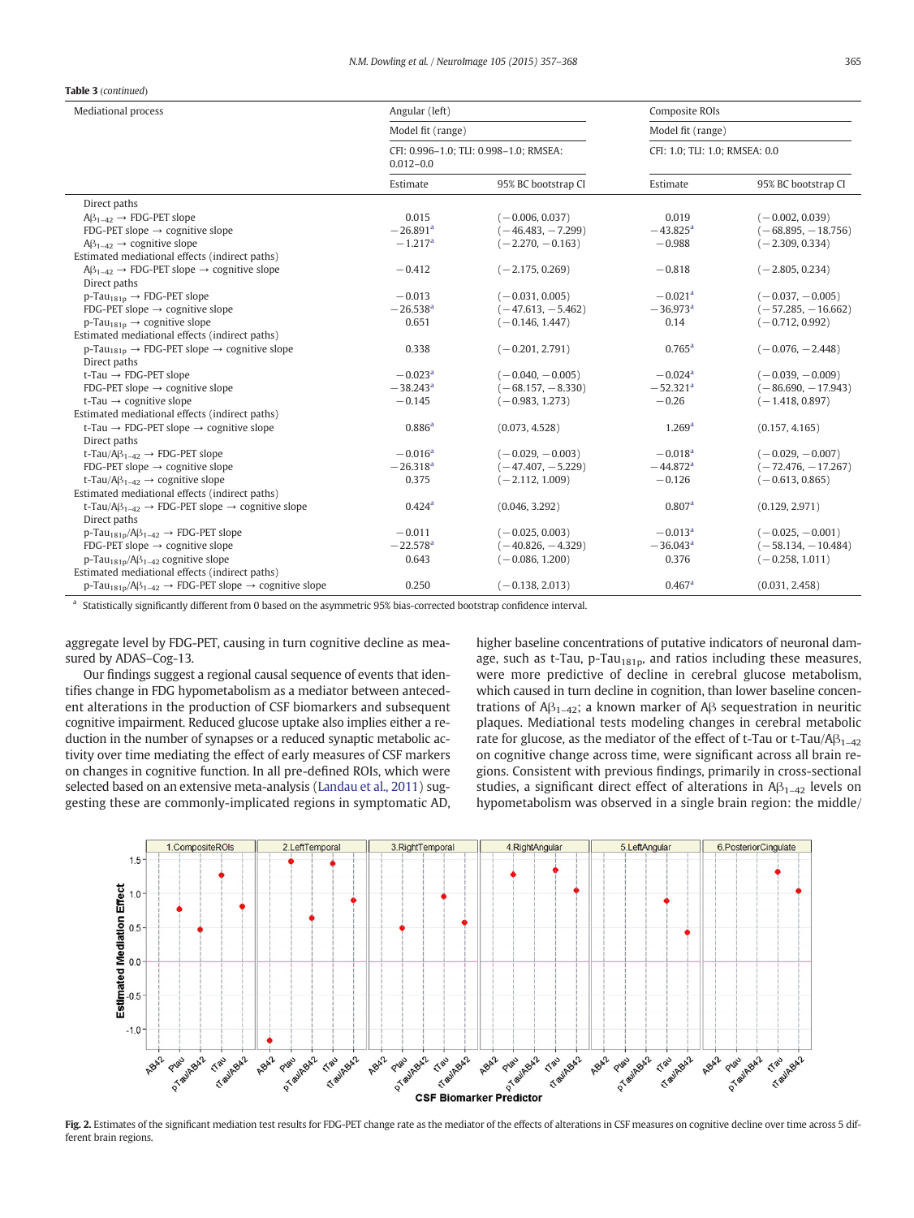**Table 3** (*continued*)

| Mediational process | Angular (left) | | Composite ROIs | |
|---|---|---|---|---|
| | Model fit (range) | | Model fit (range) | |
| | CFI: 0.996–1.0; TLI: 0.998–1.0; RMSEA: 0.012–0.0 | | CFI: 1.0; TLI: 1.0; RMSEA: 0.0 | |
| | Estimate | 95% BC bootstrap CI | Estimate | 95% BC bootstrap CI |
| Direct paths | | | | |
| $A\beta_{1-42}$ → FDG-PET slope | 0.015 | (−0.006, 0.037) | 0.019 | (−0.002, 0.039) |
| FDG-PET slope → cognitive slope | −26.891[a] | (−46.483, −7.299) | −43.825[a] | (−68.895, −18.756) |
| $A\beta_{1-42}$ → cognitive slope | −1.217[a] | (−2.270, −0.163) | −0.988 | (−2.309, 0.334) |
| Estimated mediational effects (indirect paths) | | | | |
| $A\beta_{1-42}$ → FDG-PET slope → cognitive slope | −0.412 | (−2.175, 0.269) | −0.818 | (−2.805, 0.234) |
| Direct paths | | | | |
| p-$Tau_{181p}$ → FDG-PET slope | −0.013 | (−0.031, 0.005) | −0.021[a] | (−0.037, −0.005) |
| FDG-PET slope → cognitive slope | −26.538[a] | (−47.613, −5.462) | −36.973[a] | (−57.285, −16.662) |
| p-$Tau_{181p}$ → cognitive slope | 0.651 | (−0.146, 1.447) | 0.14 | (−0.712, 0.992) |
| Estimated mediational effects (indirect paths) | | | | |
| p-$Tau_{181p}$ → FDG-PET slope → cognitive slope | 0.338 | (−0.201, 2.791) | 0.765[a] | (−0.076, −2.448) |
| Direct paths | | | | |
| t-Tau → FDG-PET slope | −0.023[a] | (−0.040, −0.005) | −0.024[a] | (−0.039, −0.009) |
| FDG-PET slope → cognitive slope | −38.243[a] | (−68.157, −8.330) | −52.321[a] | (−86.690, −17.943) |
| t-Tau → cognitive slope | −0.145 | (−0.983, 1.273) | −0.26 | (−1.418, 0.897) |
| Estimated mediational effects (indirect paths) | | | | |
| t-Tau → FDG-PET slope → cognitive slope | 0.886[a] | (0.073, 4.528) | 1.269[a] | (0.157, 4.165) |
| Direct paths | | | | |
| t-Tau/$A\beta_{1-42}$ → FDG-PET slope | −0.016[a] | (−0.029, −0.003) | −0.018[a] | (−0.029, −0.007) |
| FDG-PET slope → cognitive slope | −26.318[a] | (−47.407, −5.229) | −44.872[a] | (−72.476, −17.267) |
| t-Tau/$A\beta_{1-42}$ → cognitive slope | 0.375 | (−2.112, 1.009) | −0.126 | (−0.613, 0.865) |
| Estimated mediational effects (indirect paths) | | | | |
| t-Tau/$A\beta_{1-42}$ → FDG-PET slope → cognitive slope | 0.424[a] | (0.046, 3.292) | 0.807[a] | (0.129, 2.971) |
| Direct paths | | | | |
| p-$Tau_{181p}$/$A\beta_{1-42}$ → FDG-PET slope | −0.011 | (−0.025, 0.003) | −0.013[a] | (−0.025, −0.001) |
| FDG-PET slope → cognitive slope | −22.578[a] | (−40.826, −4.329) | −36.043[a] | (−58.134, −10.484) |
| p-$Tau_{181p}$/$A\beta_{1-42}$ cognitive slope | 0.643 | (−0.086, 1.200) | 0.376 | (−0.258, 1.011) |
| Estimated mediational effects (indirect paths) | | | | |
| p-$Tau_{181p}$/$A\beta_{1-42}$ → FDG-PET slope → cognitive slope | 0.250 | (−0.138, 2.013) | 0.467[a] | (0.031, 2.458) |

[a] Statistically significantly different from 0 based on the asymmetric 95% bias-corrected bootstrap confidence interval.

aggregate level by FDG-PET, causing in turn cognitive decline as measured by ADAS–Cog-13.

Our findings suggest a regional causal sequence of events that identifies change in FDG hypometabolism as a mediator between antecedent alterations in the production of CSF biomarkers and subsequent cognitive impairment. Reduced glucose uptake also implies either a reduction in the number of synapses or a reduced synaptic metabolic activity over time mediating the effect of early measures of CSF markers on changes in cognitive function. In all pre-defined ROIs, which were selected based on an extensive meta-analysis (Landau et al., 2011) suggesting these are commonly-implicated regions in symptomatic AD, higher baseline concentrations of putative indicators of neuronal damage, such as t-Tau, p-$Tau_{181p}$, and ratios including these measures, were more predictive of decline in cerebral glucose metabolism, which caused in turn decline in cognition, than lower baseline concentrations of $A\beta_{1-42}$; a known marker of Aβ sequestration in neuritic plaques. Mediational tests modeling changes in cerebral metabolic rate for glucose, as the mediator of the effect of t-Tau or t-Tau/$A\beta_{1-42}$ on cognitive change across time, were significant across all brain regions. Consistent with previous findings, primarily in cross-sectional studies, a significant direct effect of alterations in $A\beta_{1-42}$ levels on hypometabolism was observed in a single brain region: the middle/

**Fig. 2.** Estimates of the significant mediation test results for FDG-PET change rate as the mediator of the effects of alterations in CSF measures on cognitive decline over time across 5 different brain regions.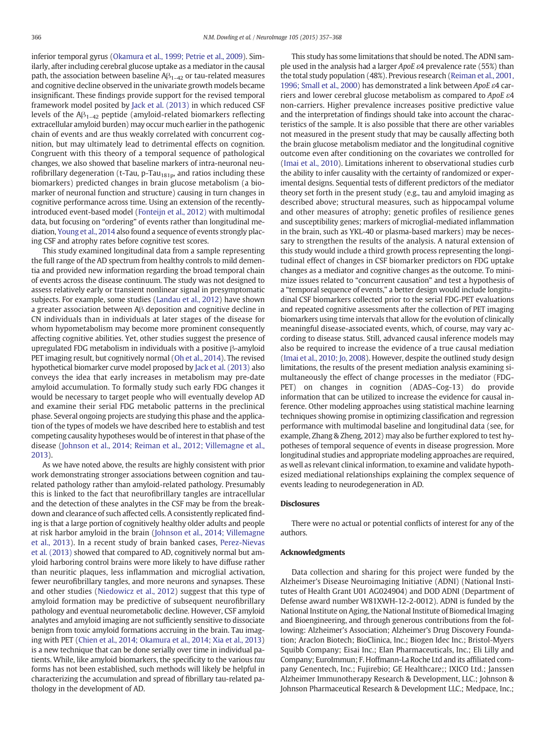inferior temporal gyrus (Okamura et al., 1999; Petrie et al., 2009). Similarly, after including cerebral glucose uptake as a mediator in the causal path, the association between baseline $A\beta_{1-42}$ or tau-related measures and cognitive decline observed in the univariate growth models became insignificant. These findings provide support for the revised temporal framework model posited by Jack et al. (2013) in which reduced CSF levels of the $A\beta_{1-42}$ peptide (amyloid-related biomarkers reflecting extracellular amyloid burden) may occur much earlier in the pathogenic chain of events and are thus weakly correlated with concurrent cognition, but may ultimately lead to detrimental effects on cognition. Congruent with this theory of a temporal sequence of pathological changes, we also showed that baseline markers of intra-neuronal neurofibrillary degeneration (t-Tau, $\text{p-Tau}_{181p}$, and ratios including these biomarkers) predicted changes in brain glucose metabolism (a biomarker of neuronal function and structure) causing in turn changes in cognitive performance across time. Using an extension of the recently-introduced event-based model (Fonteijn et al., 2012) with multimodal data, but focusing on "ordering" of events rather than longitudinal mediation, Young et al., 2014 also found a sequence of events strongly placing CSF and atrophy rates before cognitive test scores.

This study examined longitudinal data from a sample representing the full range of the AD spectrum from healthy controls to mild dementia and provided new information regarding the broad temporal chain of events across the disease continuum. The study was not designed to assess relatively early or transient nonlinear signal in presymptomatic subjects. For example, some studies (Landau et al., 2012) have shown a greater association between Aβ deposition and cognitive decline in CN individuals than in individuals at later stages of the disease for whom hypometabolism may become more prominent consequently affecting cognitive abilities. Yet, other studies suggest the presence of upregulated FDG metabolism in individuals with a positive β-amyloid PET imaging result, but cognitively normal (Oh et al., 2014). The revised hypothetical biomarker curve model proposed by Jack et al. (2013) also conveys the idea that early increases in metabolism may pre-date amyloid accumulation. To formally study such early FDG changes it would be necessary to target people who will eventually develop AD and examine their serial FDG metabolic patterns in the preclinical phase. Several ongoing projects are studying this phase and the application of the types of models we have described here to establish and test competing causality hypotheses would be of interest in that phase of the disease (Johnson et al., 2014; Reiman et al., 2012; Villemagne et al., 2013).

As we have noted above, the results are highly consistent with prior work demonstrating stronger associations between cognition and tau-related pathology rather than amyloid-related pathology. Presumably this is linked to the fact that neurofibrillary tangles are intracellular and the detection of these analytes in the CSF may be from the breakdown and clearance of such affected cells. A consistently replicated finding is that a large portion of cognitively healthy older adults and people at risk harbor amyloid in the brain (Johnson et al., 2014; Villemagne et al., 2013). In a recent study of brain banked cases, Perez-Nievas et al. (2013) showed that compared to AD, cognitively normal but amyloid harboring control brains were more likely to have diffuse rather than neuritic plaques, less inflammation and microglial activation, fewer neurofibrillary tangles, and more neurons and synapses. These and other studies (Niedowicz et al., 2012) suggest that this type of amyloid formation may be predictive of subsequent neurofibrillary pathology and eventual neurometabolic decline. However, CSF amyloid analytes and amyloid imaging are not sufficiently sensitive to dissociate benign from toxic amyloid formations accruing in the brain. Tau imaging with PET (Chien et al., 2014; Okamura et al., 2014; Xia et al., 2013) is a new technique that can be done serially over time in individual patients. While, like amyloid biomarkers, the specificity to the various *tau* forms has not been established, such methods will likely be helpful in characterizing the accumulation and spread of fibrillary tau-related pathology in the development of AD.

This study has some limitations that should be noted. The ADNI sample used in the analysis had a larger *ApoE* ε4 prevalence rate (55%) than the total study population (48%). Previous research (Reiman et al., 2001, 1996; Small et al., 2000) has demonstrated a link between *ApoE* ε4 carriers and lower cerebral glucose metabolism as compared to *ApoE* ε4 non-carriers. Higher prevalence increases positive predictive value and the interpretation of findings should take into account the characteristics of the sample. It is also possible that there are other variables not measured in the present study that may be causally affecting both the brain glucose metabolism mediator and the longitudinal cognitive outcome even after conditioning on the covariates we controlled for (Imai et al., 2010). Limitations inherent to observational studies curb the ability to infer causality with the certainty of randomized or experimental designs. Sequential tests of different predictors of the mediator theory set forth in the present study (e.g., tau and amyloid imaging as described above; structural measures, such as hippocampal volume and other measures of atrophy; genetic profiles of resilience genes and susceptibility genes; markers of microglial-mediated inflammation in the brain, such as YKL-40 or plasma-based markers) may be necessary to strengthen the results of the analysis. A natural extension of this study would include a third growth process representing the longitudinal effect of changes in CSF biomarker predictors on FDG uptake changes as a mediator and cognitive changes as the outcome. To minimize issues related to "concurrent causation" and test a hypothesis of a "temporal sequence of events," a better design would include longitudinal CSF biomarkers collected prior to the serial FDG-PET evaluations and repeated cognitive assessments after the collection of PET imaging biomarkers using time intervals that allow for the evolution of clinically meaningful disease-associated events, which, of course, may vary according to disease status. Still, advanced causal inference models may also be required to increase the evidence of a true causal mediation (Imai et al., 2010; Jo, 2008). However, despite the outlined study design limitations, the results of the present mediation analysis examining simultaneously the effect of change processes in the mediator (FDG-PET) on changes in cognition (ADAS–Cog-13) do provide information that can be utilized to increase the evidence for causal inference. Other modeling approaches using statistical machine learning techniques showing promise in optimizing classification and regression performance with multimodal baseline and longitudinal data (see, for example, Zhang & Zheng, 2012) may also be further explored to test hypotheses of temporal sequence of events in disease progression. More longitudinal studies and appropriate modeling approaches are required, as well as relevant clinical information, to examine and validate hypothesized mediational relationships explaining the complex sequence of events leading to neurodegeneration in AD.

## Disclosures

There were no actual or potential conflicts of interest for any of the authors.

## Acknowledgments

Data collection and sharing for this project were funded by the Alzheimer's Disease Neuroimaging Initiative (ADNI) (National Institutes of Health Grant U01 AG024904) and DOD ADNI (Department of Defense award number W81XWH-12-2-0012). ADNI is funded by the National Institute on Aging, the National Institute of Biomedical Imaging and Bioengineering, and through generous contributions from the following: Alzheimer's Association; Alzheimer's Drug Discovery Foundation; Araclon Biotech; BioClinica, Inc.; Biogen Idec Inc.; Bristol-Myers Squibb Company; Eisai Inc.; Elan Pharmaceuticals, Inc.; Eli Lilly and Company; EuroImmun; F. Hoffmann-La Roche Ltd and its affiliated company Genentech, Inc.; Fujirebio; GE Healthcare;; IXICO Ltd.; Janssen Alzheimer Immunotherapy Research & Development, LLC.; Johnson & Johnson Pharmaceutical Research & Development LLC.; Medpace, Inc.;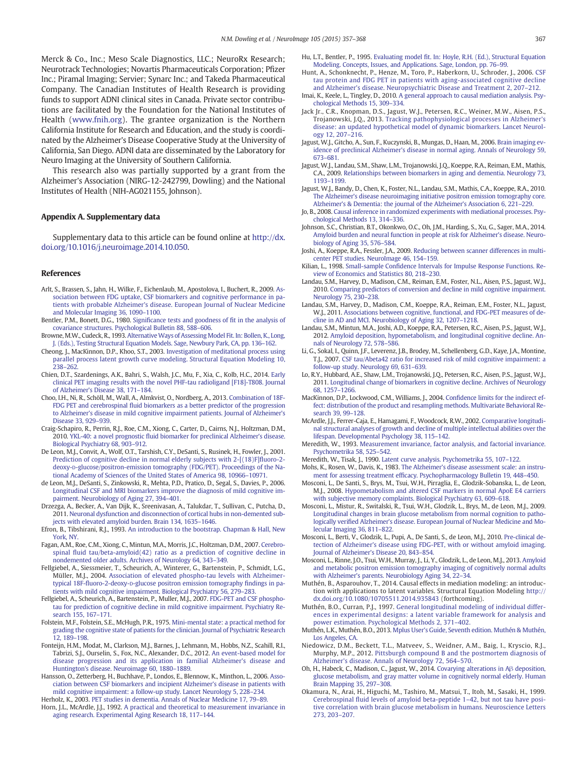Merck & Co., Inc.; Meso Scale Diagnostics, LLC.; NeuroRx Research; Neurotrack Technologies; Novartis Pharmaceuticals Corporation; Pfizer Inc.; Piramal Imaging; Servier; Synarc Inc.; and Takeda Pharmaceutical Company. The Canadian Institutes of Health Research is providing funds to support ADNI clinical sites in Canada. Private sector contributions are facilitated by the Foundation for the National Institutes of Health (www.fnih.org). The grantee organization is the Northern California Institute for Research and Education, and the study is coordinated by the Alzheimer's Disease Cooperative Study at the University of California, San Diego. ADNI data are disseminated by the Laboratory for Neuro Imaging at the University of Southern California.

This research also was partially supported by a grant from the Alzheimer's Association (NIRG-12-242799, Dowling) and the National Institutes of Health (NIH-AG021155, Johnson).

## Appendix A. Supplementary data

Supplementary data to this article can be found online at http://dx.doi.org/10.1016/j.neuroimage.2014.10.050.

## References

Arlt, S., Brassen, S., Jahn, H., Wilke, F., Eichenlaub, M., Apostolova, I., Buchert, R., 2009. Association between FDG uptake, CSF biomarkers and cognitive performance in patients with probable Alzheimer's disease. European Journal of Nuclear Medicine and Molecular Imaging 36, 1090–1100.

Bentler, P.M., Bonett, D.G., 1980. Significance tests and goodness of fit in the analysis of covariance structures. Psychological Bulletin 88, 588–606.

Browne, M.W., Cudeck, R., 1993. Alternative Ways of Assessing Model Fit. In: Bollen, K., Long, J. (Eds.), Testing Structural Equation Models. Sage, Newbury Park, CA, pp. 136–162.

Cheong, J., MacKinnon, D.P., Khoo, S.T., 2003. Investigation of meditational process using parallel process latent growth curve modeling. Structural Equation Modeling 10, 238–262.

Chien, D.T., Szardenings, A.K., Bahri, S., Walsh, J.C., Mu, F., Xia, C., Kolb, H.C., 2014. Early clinical PET imaging results with the novel PHF-tau radioligand [F18]-T808. Journal of Alzheimer's Disease 38, 171–184.

Choo, I.H., Ni, R., Schöll, M., Wall, A., Almkvist, O., Nordberg, A., 2013. Combination of 18F-FDG PET and cerebrospinal fluid biomarkers as a better predictor of the progression to Alzheimer's disease in mild cognitive impairment patients. Journal of Alzheimer's Disease 33, 929–939.

Craig-Schapiro, R., Perrin, R.J., Roe, C.M., Xiong, C., Carter, D., Cairns, N.J., Holtzman, D.M., 2010. YKL-40: a novel prognostic fluid biomarker for preclinical Alzheimer's disease. Biological Psychiatry 68, 903–912.

De Leon, M.J., Convit, A., Wolf, O.T., Tarshish, C.Y., DeSanti, S., Rusinek, H., Fowler, J., 2001. Prediction of cognitive decline in normal elderly subjects with 2-[(18)F]fluoro-2-deoxy-D-glucose/positron-emission tomography (FDG/PET). Proceedings of the National Academy of Sciences of the United States of America 98, 10966–10971.

de Leon, M.J., DeSanti, S., Zinkowski, R., Mehta, P.D., Pratico, D., Segal, S., Davies, P., 2006. Longitudinal CSF and MRI biomarkers improve the diagnosis of mild cognitive impairment. Neurobiology of Aging 27, 394–401.

Drzezga, A., Becker, A., Van Dijk, K., Sreenivasan, A., Talukdar, T., Sullivan, C., Putcha, D., 2011. Neuronal dysfunction and disconnection of cortical hubs in non-demented subjects with elevated amyloid burden. Brain 134, 1635–1646.

Efron, B., Tibshirani, R.J., 1993. An introduction to the bootstrap. Chapman & Hall, New York, NY.

Fagan, A.M., Roe, C.M., Xiong, C., Mintun, M.A., Morris, J.C., Holtzman, D.M., 2007. Cerebrospinal fluid tau/beta-amyloid(42) ratio as a prediction of cognitive decline in nondemented older adults. Archives of Neurology 64, 343–349.

Fellgiebel, A., Siessmeier, T., Scheurich, A., Winterer, G., Bartenstein, P., Schmidt, L.G., Müller, M.J., 2004. Association of elevated phospho-tau levels with Alzheimer-typical 18F-fluoro-2-deoxy-D-glucose positron emission tomography findings in patients with mild cognitive impairment. Biological Psychiatry 56, 279–283.

Fellgiebel, A., Scheurich, A., Bartenstein, P., Muller, M.J., 2007. FDG-PET and CSF phospho-tau for prediction of cognitive decline in mild cognitive impairment. Psychiatry Research 155, 167–171.

Folstein, M.F., Folstein, S.E., McHugh, P.R., 1975. Mini-mental state: a practical method for grading the cognitive state of patients for the clinician. Journal of Psychiatric Research 12, 189–198.

Fonteijn, H.M., Modat, M., Clarkson, M.J., Barnes, J., Lehmann, M., Hobbs, N.Z., Scahill, R.I., Tabrizi, S.J., Ourselin, S., Fox, N.C., Alexander, D.C., 2012. An event-based model for disease progression and its application in familial Alzheimer's disease and Huntington's disease. Neuroimage 60, 1880–1889.

Hansson, O., Zetterberg, H., Buchhave, P., Londos, E., Blennow, K., Minthon, L., 2006. Association between CSF biomarkers and incipient Alzheimer's disease in patients with mild cognitive impairment: a follow-up study. Lancet Neurology 5, 228–234.

Herholz, K., 2003. PET studies in dementia. Annals of Nuclear Medicine 17, 79–89.

Horn, J.L., McArdle, J.J., 1992. A practical and theoretical to measurement invariance in aging research. Experimental Aging Research 18, 117–144.

Hu, L.T., Bentler, P., 1995. Evaluating model fit. In: Hoyle, R.H. (Ed.), Structural Equation Modeling. Concepts, Issues, and Applications. Sage, London, pp. 76–99.

Hunt, A., Schonknecht, P., Henze, M., Toro, P., Haberkorn, U., Schroder, J., 2006. CSF tau protein and FDG PET in patients with aging-associated cognitive decline and Alzheimer's disease. Neuropsychiatric Disease and Treatment 2, 207–212.

Imai, K., Keele, L., Tingley, D., 2010. A general approach to causal mediation analysis. Psychological Methods 15, 309–334.

Jack Jr., C.R., Knopman, D.S., Jagust, W.J., Petersen, R.C., Weiner, M.W., Aisen, P.S., Trojanowski, J.Q., 2013. Tracking pathophysiological processes in Alzheimer's disease: an updated hypothetical model of dynamic biomarkers. Lancet Neurology 12, 207–216.

Jagust, W.J., Gitcho, A., Sun, F., Kuczynski, B., Mungas, D., Haan, M., 2006. Brain imaging evidence of preclinical Alzheimer's disease in normal aging. Annals of Neurology 59, 673–681.

Jagust, W.J., Landau, S.M., Shaw, L.M., Trojanowski, J.Q., Koeppe, R.A., Reiman, E.M., Mathis, C.A., 2009. Relationships between biomarkers in aging and dementia. Neurology 73, 1193–1199.

Jagust, W.J., Bandy, D., Chen, K., Foster, N.L., Landau, S.M., Mathis, C.A., Koeppe, R.A., 2010. The Alzheimer's disease neuroimaging initiative positron emission tomography core. Alzheimer's & Dementia: the journal of the Alzheimer's Association 6, 221–229.

Jo, B., 2008. Causal inference in randomized experiments with mediational processes. Psychological Methods 13, 314–336.

Johnson, S.C., Christian, B.T., Okonkwo, O.C., Oh, J.M., Harding, S., Xu, G., Sager, M.A., 2014. Amyloid burden and neural function in people at risk for Alzheimer's disease. Neurobiology of Aging 35, 576–584.

Joshi, A., Koeppe, R.A., Fessler, J.A., 2009. Reducing between scanner differences in multi-center PET studies. NeuroImage 46, 154–159.

Kilian, L., 1998. Small-sample Confidence Intervals for Impulse Response Functions. Review of Economics and Statistics 80, 218–230.

Landau, S.M., Harvey, D., Madison, C.M., Reiman, E.M., Foster, N.L., Aisen, P.S., Jagust, W.J., 2010. Comparing predictors of conversion and decline in mild cognitive impairment. Neurology 75, 230–238.

Landau, S.M., Harvey, D., Madison, C.M., Koeppe, R.A., Reiman, E.M., Foster, N.L., Jagust, W.J., 2011. Associations between cognitive, functional, and FDG-PET measures of decline in AD and MCI. Neurobiology of Aging 32, 1207–1218.

Landau, S.M., Mintun, M.A., Joshi, A.D., Koeppe, R.A., Petersen, R.C., Aisen, P.S., Jagust, W.J., 2012. Amyloid deposition, hypometabolism, and longitudinal cognitive decline. Annals of Neurology 72, 578–586.

Li, G., Sokal, I., Quinn, J.F., Leverenz, J.B., Brodey, M., Schellenberg, G.D., Kaye, J.A., Montine, T.J., 2007. CSF tau/Abeta42 ratio for increased risk of mild cognitive impairment: a follow-up study. Neurology 69, 631–639.

Lo, R.Y., Hubbard, A.E., Shaw, L.M., Trojanowski, J.Q., Petersen, R.C., Aisen, P.S., Jagust, W.J., 2011. Longitudinal change of biomarkers in cognitive decline. Archives of Neurology 68, 1257–1266.

MacKinnon, D.P., Lockwood, C.M., Williams, J., 2004. Confidence limits for the indirect effect: distribution of the product and resampling methods. Multivariate Behavioral Research 39, 99–128.

McArdle, J.J., Ferrer-Caja, E., Hamagami, F., Woodcock, R.W., 2002. Comparative longitudinal structural analyses of growth and decline of multiple intellectual abilities over the lifespan. Developmental Psychology 38, 115–142.

Meredith, W., 1993. Measurement invariance, factor analysis, and factorial invariance. Psychometrika 58, 525–542.

Meredith, W., Tisak, J., 1990. Latent curve analysis. Psychometrika 55, 107–122.

Mohs, K., Rosen, W., Davis, K., 1983. The Alzheimer's disease assessment scale: an instrument for assessing treatment efficacy. Psychopharmacology Bulletin 19, 448–450.

Mosconi, L., De Santi, S., Brys, M., Tsui, W.H., Pirraglia, E., Glodzik-Sobanska, L., de Leon, M.J., 2008. Hypometabolism and altered CSF markers in normal ApoE E4 carriers with subjective memory complaints. Biological Psychiatry 63, 609–618.

Mosconi, L., Mistur, R., Switalski, R., Tsui, W.H., Glodzik, L., Brys, M., de Leon, M.J., 2009. Longitudinal changes in brain glucose metabolism from normal cognition to pathologically verified Alzheimer's disease. European Journal of Nuclear Medicine and Molecular Imaging 36, 811–822.

Mosconi, L., Berti, V., Glodzik, L., Pupi, A., De Santi, S., de Leon, M.J., 2010. Pre-clinical detection of Alzheimer's disease using FDG-PET, with or without amyloid imaging. Journal of Alzheimer's Disease 20, 843–854.

Mosconi, L., Rinne, J.O., Tsui, W.H., Murray, J., Li, Y., Glodzik, L., de Leon, M.J., 2013. Amyloid and metabolic positron emission tomography imaging of cognitively normal adults with Alzheimer's parents. Neurobiology Aging 34, 22–34.

Muthén, B., Asparouhov, T., 2014. Causal effects in mediation modeling: an introduction with applications to latent variables. Structural Equation Modeling http://dx.doi.org/10.1080/10705511.2014.935843 (forthcoming).

Muthén, B.O., Curran, P.J., 1997. General longitudinal modeling of individual differences in experimental designs: a latent variable framework for analysis and power estimation. Psychological Methods 2, 371–402.

Muthén, L.K., Muthén, B.O., 2013. Mplus User's Guide, Seventh edition. Muthén & Muthén, Los Angeles, CA.

Niedowicz, D.M., Beckett, T.L., Matveev, S., Weidner, A.M., Baig, I., Kryscio, R.J., Murphy, M.P., 2012. Pittsburgh compound B and the postmortem diagnosis of Alzheimer's disease. Annals of Neurology 72, 564–570.

Oh, H., Habeck, C., Madison, C., Jagust, W., 2014. Covarying alterations in Aβ deposition, glucose metabolism, and gray matter volume in cognitively normal elderly. Human Brain Mapping 35, 297–308.

Okamura, N., Arai, H., Higuchi, M., Tashiro, M., Matsui, T., Itoh, M., Sasaki, H., 1999. Cerebrospinal fluid levels of amyloid beta-peptide 1–42, but not tau have positive correlation with brain glucose metabolism in humans. Neuroscience Letters 273, 203–207.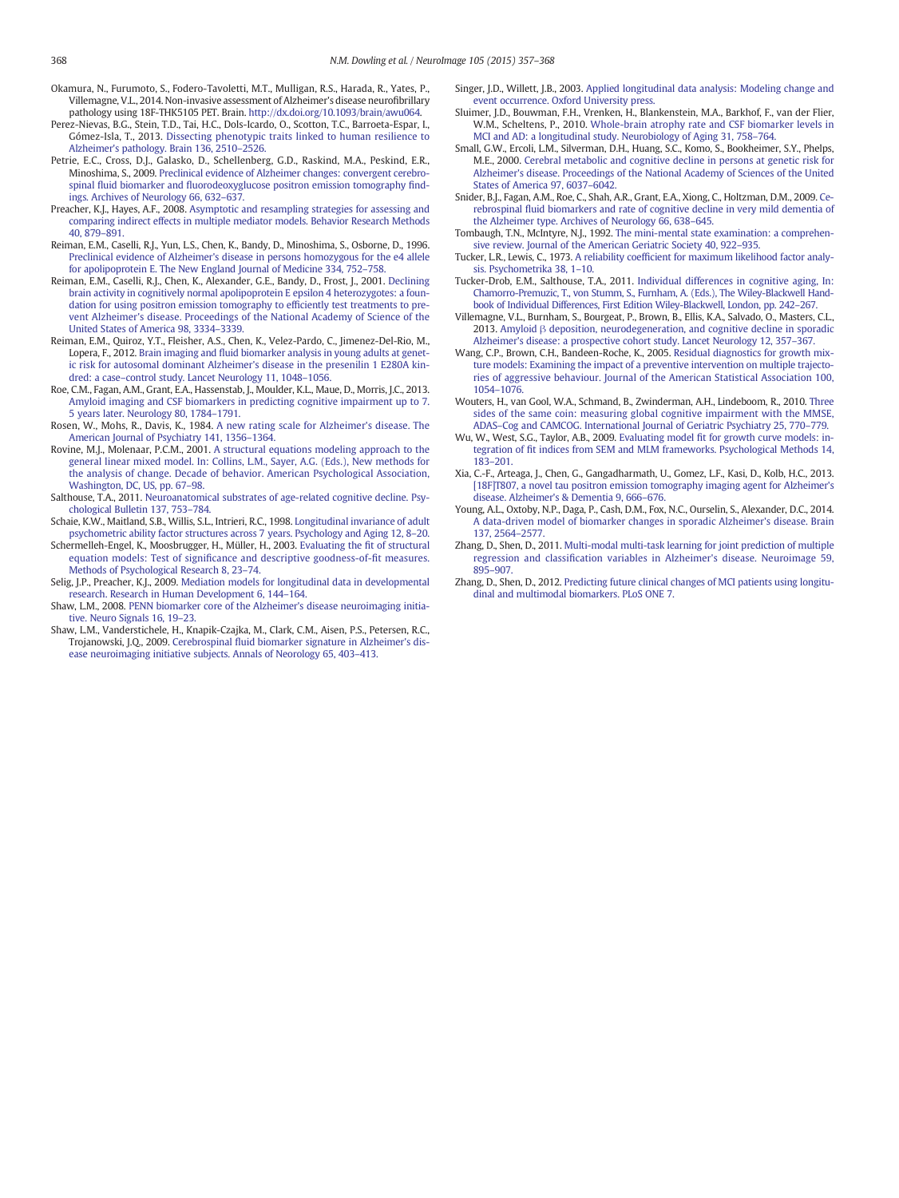Okamura, N., Furumoto, S., Fodero-Tavoletti, M.T., Mulligan, R.S., Harada, R., Yates, P., Villemagne, V.L., 2014. Non-invasive assessment of Alzheimer's disease neurofibrillary pathology using 18F-THK5105 PET. Brain. http://dx.doi.org/10.1093/brain/awu064.

Perez-Nievas, B.G., Stein, T.D., Tai, H.C., Dols-Icardo, O., Scotton, T.C., Barroeta-Espar, I., Gómez-Isla, T., 2013. Dissecting phenotypic traits linked to human resilience to Alzheimer's pathology. Brain 136, 2510–2526.

Petrie, E.C., Cross, D.J., Galasko, D., Schellenberg, G.D., Raskind, M.A., Peskind, E.R., Minoshima, S., 2009. Preclinical evidence of Alzheimer changes: convergent cerebrospinal fluid biomarker and fluorodeoxyglucose positron emission tomography findings. Archives of Neurology 66, 632–637.

Preacher, K.J., Hayes, A.F., 2008. Asymptotic and resampling strategies for assessing and comparing indirect effects in multiple mediator models. Behavior Research Methods 40, 879–891.

Reiman, E.M., Caselli, R.J., Yun, L.S., Chen, K., Bandy, D., Minoshima, S., Osborne, D., 1996. Preclinical evidence of Alzheimer's disease in persons homozygous for the e4 allele for apolipoprotein E. The New England Journal of Medicine 334, 752–758.

Reiman, E.M., Caselli, R.J., Chen, K., Alexander, G.E., Bandy, D., Frost, J., 2001. Declining brain activity in cognitively normal apolipoprotein E epsilon 4 heterozygotes: a foundation for using positron emission tomography to efficiently test treatments to prevent Alzheimer's disease. Proceedings of the National Academy of Science of the United States of America 98, 3334–3339.

Reiman, E.M., Quiroz, Y.T., Fleisher, A.S., Chen, K., Velez-Pardo, C., Jimenez-Del-Rio, M., Lopera, F., 2012. Brain imaging and fluid biomarker analysis in young adults at genetic risk for autosomal dominant Alzheimer's disease in the presenilin 1 E280A kindred: a case–control study. Lancet Neurology 11, 1048–1056.

Roe, C.M., Fagan, A.M., Grant, E.A., Hassenstab, J., Moulder, K.L., Maue, D., Morris, J.C., 2013. Amyloid imaging and CSF biomarkers in predicting cognitive impairment up to 7.5 years later. Neurology 80, 1784–1791.

Rosen, W., Mohs, R., Davis, K., 1984. A new rating scale for Alzheimer's disease. The American Journal of Psychiatry 141, 1356–1364.

Rovine, M.J., Molenaar, P.C.M., 2001. A structural equations modeling approach to the general linear mixed model. In: Collins, L.M., Sayer, A.G. (Eds.), New methods for the analysis of change. Decade of behavior. American Psychological Association, Washington, DC, US, pp. 67–98.

Salthouse, T.A., 2011. Neuroanatomical substrates of age-related cognitive decline. Psychological Bulletin 137, 753–784.

Schaie, K.W., Maitland, S.B., Willis, S.L., Intrieri, R.C., 1998. Longitudinal invariance of adult psychometric ability factor structures across 7 years. Psychology and Aging 12, 8–20.

Schermelleh-Engel, K., Moosbrugger, H., Müller, H., 2003. Evaluating the fit of structural equation models: Test of significance and descriptive goodness-of-fit measures. Methods of Psychological Research 8, 23–74.

Selig, J.P., Preacher, K.J., 2009. Mediation models for longitudinal data in developmental research. Research in Human Development 6, 144–164.

Shaw, L.M., 2008. PENN biomarker core of the Alzheimer's disease neuroimaging initiative. Neuro Signals 16, 19–23.

Shaw, L.M., Vanderstichele, H., Knapik-Czajka, M., Clark, C.M., Aisen, P.S., Petersen, R.C., Trojanowski, J.Q., 2009. Cerebrospinal fluid biomarker signature in Alzheimer's disease neuroimaging initiative subjects. Annals of Neorology 65, 403–413.

Singer, J.D., Willett, J.B., 2003. Applied longitudinal data analysis: Modeling change and event occurrence. Oxford University press.

Sluimer, J.D., Bouwman, F.H., Vrenken, H., Blankenstein, M.A., Barkhof, F., van der Flier, W.M., Scheltens, P., 2010. Whole-brain atrophy rate and CSF biomarker levels in MCI and AD: a longitudinal study. Neurobiology of Aging 31, 758–764.

Small, G.W., Ercoli, L.M., Silverman, D.H., Huang, S.C., Komo, S., Bookheimer, S.Y., Phelps, M.E., 2000. Cerebral metabolic and cognitive decline in persons at genetic risk for Alzheimer's disease. Proceedings of the National Academy of Sciences of the United States of America 97, 6037–6042.

Snider, B.J., Fagan, A.M., Roe, C., Shah, A.R., Grant, E.A., Xiong, C., Holtzman, D.M., 2009. Cerebrospinal fluid biomarkers and rate of cognitive decline in very mild dementia of the Alzheimer type. Archives of Neurology 66, 638–645.

Tombaugh, T.N., McIntyre, N.J., 1992. The mini-mental state examination: a comprehensive review. Journal of the American Geriatric Society 40, 922–935.

Tucker, L.R., Lewis, C., 1973. A reliability coefficient for maximum likelihood factor analysis. Psychometrika 38, 1–10.

Tucker-Drob, E.M., Salthouse, T.A., 2011. Individual differences in cognitive aging, In: Chamorro-Premuzic, T., von Stumm, S., Furnham, A. (Eds.), The Wiley-Blackwell Handbook of Individual Differences, First Edition Wiley-Blackwell, London, pp. 242–267.

Villemagne, V.L., Burnham, S., Bourgeat, P., Brown, B., Ellis, K.A., Salvado, O., Masters, C.L., 2013. Amyloid β deposition, neurodegeneration, and cognitive decline in sporadic Alzheimer's disease: a prospective cohort study. Lancet Neurology 12, 357–367.

Wang, C.P., Brown, C.H., Bandeen-Roche, K., 2005. Residual diagnostics for growth mixture models: Examining the impact of a preventive intervention on multiple trajectories of aggressive behaviour. Journal of the American Statistical Association 100, 1054–1076.

Wouters, H., van Gool, W.A., Schmand, B., Zwinderman, A.H., Lindeboom, R., 2010. Three sides of the same coin: measuring global cognitive impairment with the MMSE, ADAS–Cog and CAMCOG. International Journal of Geriatric Psychiatry 25, 770–779.

Wu, W., West, S.G., Taylor, A.B., 2009. Evaluating model fit for growth curve models: integration of fit indices from SEM and MLM frameworks. Psychological Methods 14, 183–201.

Xia, C.-F., Arteaga, J., Chen, G., Gangadharmath, U., Gomez, L.F., Kasi, D., Kolb, H.C., 2013. [18F]T807, a novel tau positron emission tomography imaging agent for Alzheimer's disease. Alzheimer's & Dementia 9, 666–676.

Young, A.L., Oxtoby, N.P., Daga, P., Cash, D.M., Fox, N.C., Ourselin, S., Alexander, D.C., 2014. A data-driven model of biomarker changes in sporadic Alzheimer's disease. Brain 137, 2564–2577.

Zhang, D., Shen, D., 2011. Multi-modal multi-task learning for joint prediction of multiple regression and classification variables in Alzheimer's disease. Neuroimage 59, 895–907.

Zhang, D., Shen, D., 2012. Predicting future clinical changes of MCI patients using longitudinal and multimodal biomarkers. PLoS ONE 7.